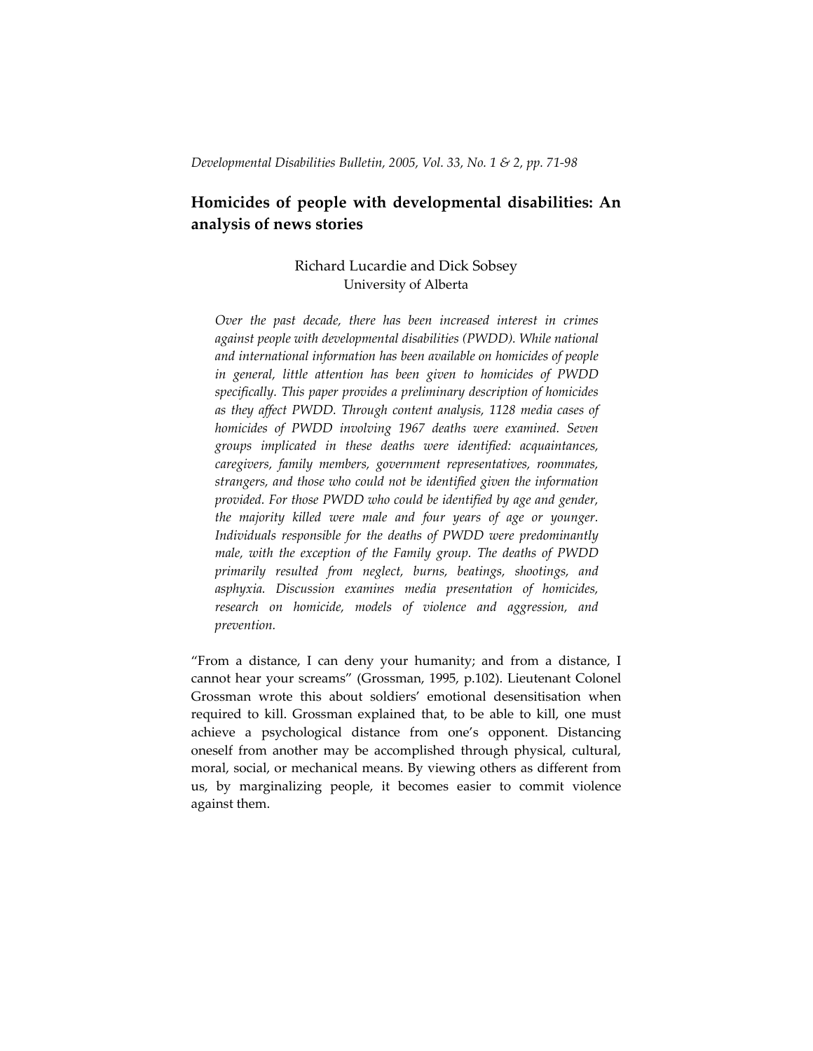# Homicides of people with developmental disabilities: An analysis of news stories

Richard Lucardie and Dick Sobsey
University of Alberta

*Over the past decade, there has been increased interest in crimes against people with developmental disabilities (PWDD). While national and international information has been available on homicides of people in general, little attention has been given to homicides of PWDD specifically. This paper provides a preliminary description of homicides as they affect PWDD. Through content analysis, 1128 media cases of homicides of PWDD involving 1967 deaths were examined. Seven groups implicated in these deaths were identified: acquaintances, caregivers, family members, government representatives, roommates, strangers, and those who could not be identified given the information provided. For those PWDD who could be identified by age and gender, the majority killed were male and four years of age or younger. Individuals responsible for the deaths of PWDD were predominantly male, with the exception of the Family group. The deaths of PWDD primarily resulted from neglect, burns, beatings, shootings, and asphyxia. Discussion examines media presentation of homicides, research on homicide, models of violence and aggression, and prevention.*

"From a distance, I can deny your humanity; and from a distance, I cannot hear your screams" (Grossman, 1995, p.102). Lieutenant Colonel Grossman wrote this about soldiers' emotional desensitisation when required to kill. Grossman explained that, to be able to kill, one must achieve a psychological distance from one's opponent. Distancing oneself from another may be accomplished through physical, cultural, moral, social, or mechanical means. By viewing others as different from us, by marginalizing people, it becomes easier to commit violence against them.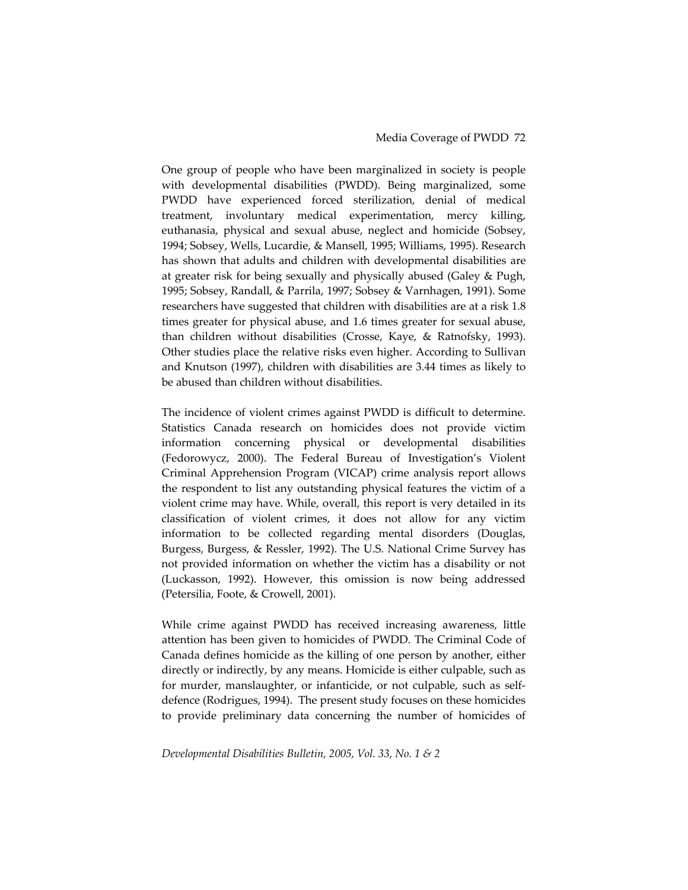One group of people who have been marginalized in society is people with developmental disabilities (PWDD). Being marginalized, some PWDD have experienced forced sterilization, denial of medical treatment, involuntary medical experimentation, mercy killing, euthanasia, physical and sexual abuse, neglect and homicide (Sobsey, 1994; Sobsey, Wells, Lucardie, & Mansell, 1995; Williams, 1995). Research has shown that adults and children with developmental disabilities are at greater risk for being sexually and physically abused (Galey & Pugh, 1995; Sobsey, Randall, & Parrila, 1997; Sobsey & Varnhagen, 1991). Some researchers have suggested that children with disabilities are at a risk 1.8 times greater for physical abuse, and 1.6 times greater for sexual abuse, than children without disabilities (Crosse, Kaye, & Ratnofsky, 1993). Other studies place the relative risks even higher. According to Sullivan and Knutson (1997), children with disabilities are 3.44 times as likely to be abused than children without disabilities.

The incidence of violent crimes against PWDD is difficult to determine. Statistics Canada research on homicides does not provide victim information concerning physical or developmental disabilities (Fedorowycz, 2000). The Federal Bureau of Investigation's Violent Criminal Apprehension Program (VICAP) crime analysis report allows the respondent to list any outstanding physical features the victim of a violent crime may have. While, overall, this report is very detailed in its classification of violent crimes, it does not allow for any victim information to be collected regarding mental disorders (Douglas, Burgess, Burgess, & Ressler, 1992). The U.S. National Crime Survey has not provided information on whether the victim has a disability or not (Luckasson, 1992). However, this omission is now being addressed (Petersilia, Foote, & Crowell, 2001).

While crime against PWDD has received increasing awareness, little attention has been given to homicides of PWDD. The Criminal Code of Canada defines homicide as the killing of one person by another, either directly or indirectly, by any means. Homicide is either culpable, such as for murder, manslaughter, or infanticide, or not culpable, such as self-defence (Rodrigues, 1994). The present study focuses on these homicides to provide preliminary data concerning the number of homicides of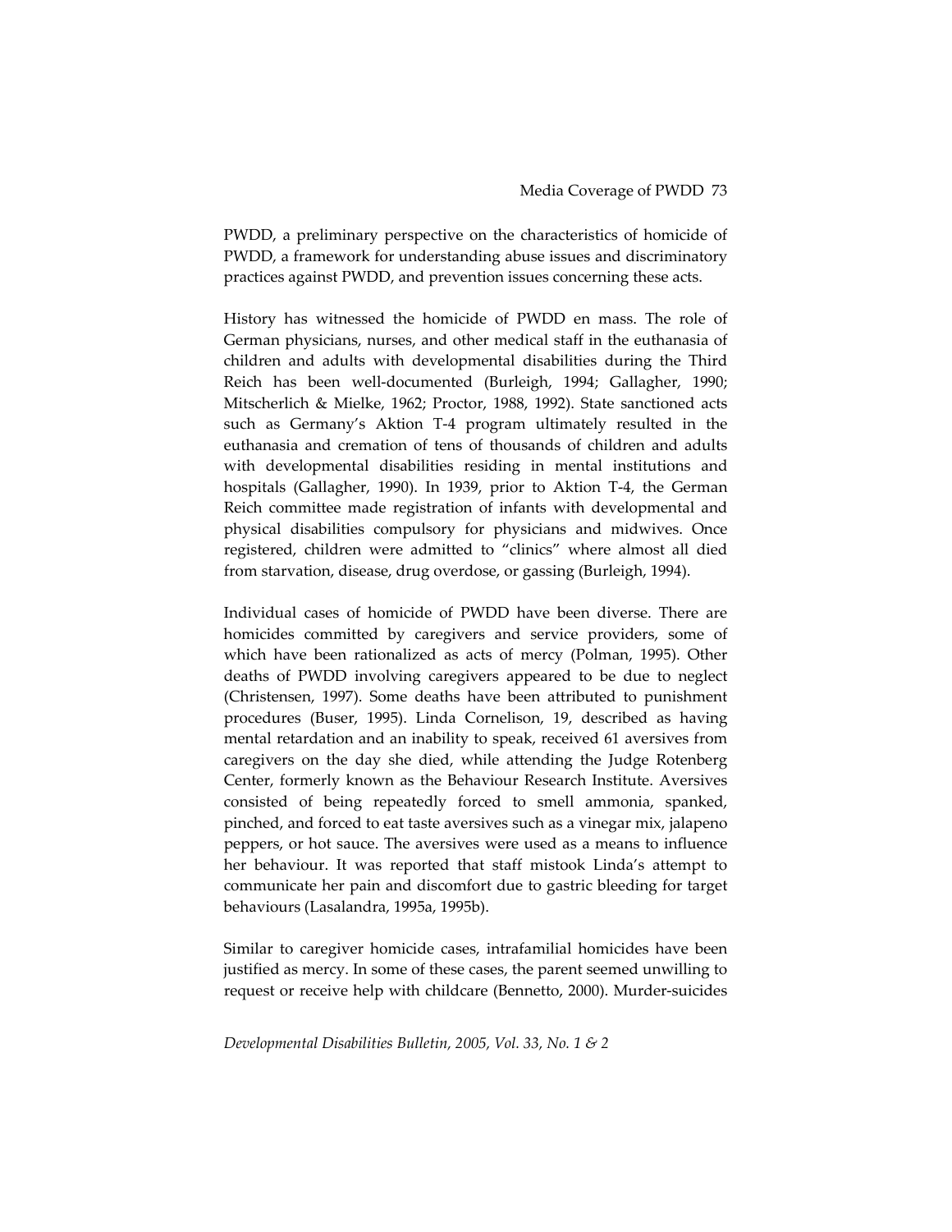PWDD, a preliminary perspective on the characteristics of homicide of PWDD, a framework for understanding abuse issues and discriminatory practices against PWDD, and prevention issues concerning these acts.

History has witnessed the homicide of PWDD en mass. The role of German physicians, nurses, and other medical staff in the euthanasia of children and adults with developmental disabilities during the Third Reich has been well-documented (Burleigh, 1994; Gallagher, 1990; Mitscherlich & Mielke, 1962; Proctor, 1988, 1992). State sanctioned acts such as Germany's Aktion T-4 program ultimately resulted in the euthanasia and cremation of tens of thousands of children and adults with developmental disabilities residing in mental institutions and hospitals (Gallagher, 1990). In 1939, prior to Aktion T-4, the German Reich committee made registration of infants with developmental and physical disabilities compulsory for physicians and midwives. Once registered, children were admitted to "clinics" where almost all died from starvation, disease, drug overdose, or gassing (Burleigh, 1994).

Individual cases of homicide of PWDD have been diverse. There are homicides committed by caregivers and service providers, some of which have been rationalized as acts of mercy (Polman, 1995). Other deaths of PWDD involving caregivers appeared to be due to neglect (Christensen, 1997). Some deaths have been attributed to punishment procedures (Buser, 1995). Linda Cornelison, 19, described as having mental retardation and an inability to speak, received 61 aversives from caregivers on the day she died, while attending the Judge Rotenberg Center, formerly known as the Behaviour Research Institute. Aversives consisted of being repeatedly forced to smell ammonia, spanked, pinched, and forced to eat taste aversives such as a vinegar mix, jalapeno peppers, or hot sauce. The aversives were used as a means to influence her behaviour. It was reported that staff mistook Linda's attempt to communicate her pain and discomfort due to gastric bleeding for target behaviours (Lasalandra, 1995a, 1995b).

Similar to caregiver homicide cases, intrafamilial homicides have been justified as mercy. In some of these cases, the parent seemed unwilling to request or receive help with childcare (Bennetto, 2000). Murder-suicides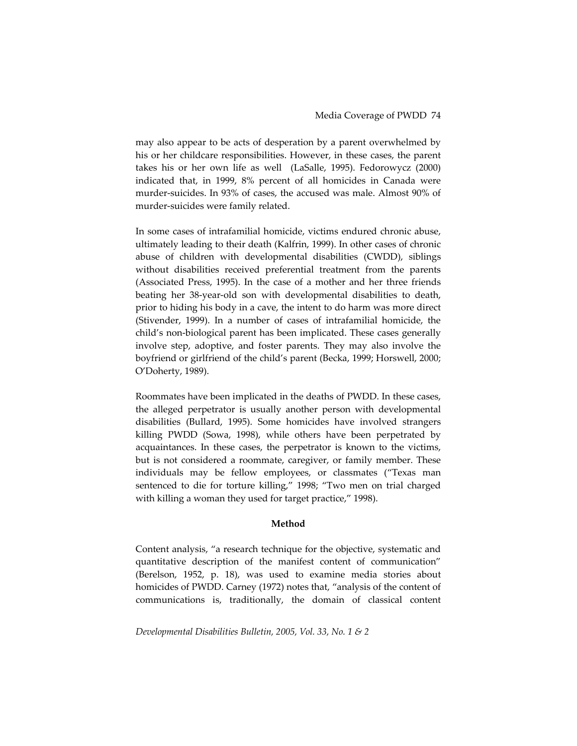may also appear to be acts of desperation by a parent overwhelmed by his or her childcare responsibilities. However, in these cases, the parent takes his or her own life as well (LaSalle, 1995). Fedorowycz (2000) indicated that, in 1999, 8% percent of all homicides in Canada were murder-suicides. In 93% of cases, the accused was male. Almost 90% of murder-suicides were family related.

In some cases of intrafamilial homicide, victims endured chronic abuse, ultimately leading to their death (Kalfrin, 1999). In other cases of chronic abuse of children with developmental disabilities (CWDD), siblings without disabilities received preferential treatment from the parents (Associated Press, 1995). In the case of a mother and her three friends beating her 38-year-old son with developmental disabilities to death, prior to hiding his body in a cave, the intent to do harm was more direct (Stivender, 1999). In a number of cases of intrafamilial homicide, the child's non-biological parent has been implicated. These cases generally involve step, adoptive, and foster parents. They may also involve the boyfriend or girlfriend of the child's parent (Becka, 1999; Horswell, 2000; O'Doherty, 1989).

Roommates have been implicated in the deaths of PWDD. In these cases, the alleged perpetrator is usually another person with developmental disabilities (Bullard, 1995). Some homicides have involved strangers killing PWDD (Sowa, 1998), while others have been perpetrated by acquaintances. In these cases, the perpetrator is known to the victims, but is not considered a roommate, caregiver, or family member. These individuals may be fellow employees, or classmates ("Texas man sentenced to die for torture killing," 1998; "Two men on trial charged with killing a woman they used for target practice," 1998).

## Method

Content analysis, "a research technique for the objective, systematic and quantitative description of the manifest content of communication" (Berelson, 1952, p. 18), was used to examine media stories about homicides of PWDD. Carney (1972) notes that, "analysis of the content of communications is, traditionally, the domain of classical content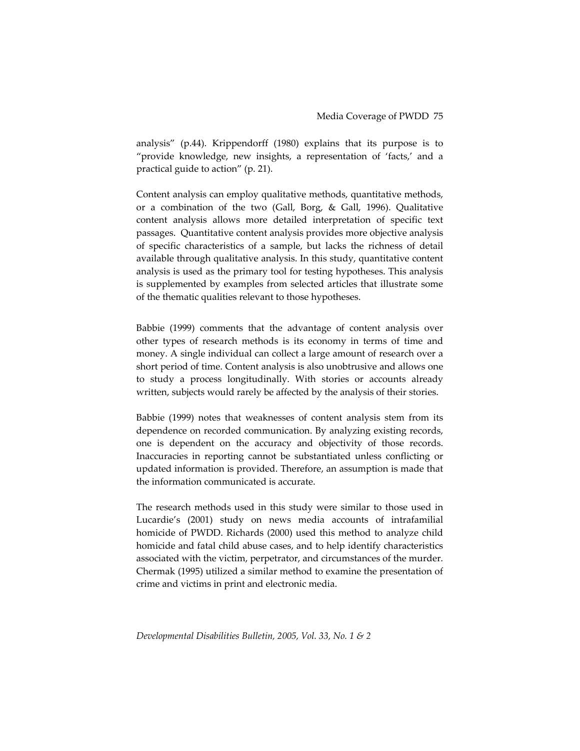analysis" (p.44). Krippendorff (1980) explains that its purpose is to "provide knowledge, new insights, a representation of 'facts,' and a practical guide to action" (p. 21).

Content analysis can employ qualitative methods, quantitative methods, or a combination of the two (Gall, Borg, & Gall, 1996). Qualitative content analysis allows more detailed interpretation of specific text passages. Quantitative content analysis provides more objective analysis of specific characteristics of a sample, but lacks the richness of detail available through qualitative analysis. In this study, quantitative content analysis is used as the primary tool for testing hypotheses. This analysis is supplemented by examples from selected articles that illustrate some of the thematic qualities relevant to those hypotheses.

Babbie (1999) comments that the advantage of content analysis over other types of research methods is its economy in terms of time and money. A single individual can collect a large amount of research over a short period of time. Content analysis is also unobtrusive and allows one to study a process longitudinally. With stories or accounts already written, subjects would rarely be affected by the analysis of their stories.

Babbie (1999) notes that weaknesses of content analysis stem from its dependence on recorded communication. By analyzing existing records, one is dependent on the accuracy and objectivity of those records. Inaccuracies in reporting cannot be substantiated unless conflicting or updated information is provided. Therefore, an assumption is made that the information communicated is accurate.

The research methods used in this study were similar to those used in Lucardie's (2001) study on news media accounts of intrafamilial homicide of PWDD. Richards (2000) used this method to analyze child homicide and fatal child abuse cases, and to help identify characteristics associated with the victim, perpetrator, and circumstances of the murder. Chermak (1995) utilized a similar method to examine the presentation of crime and victims in print and electronic media.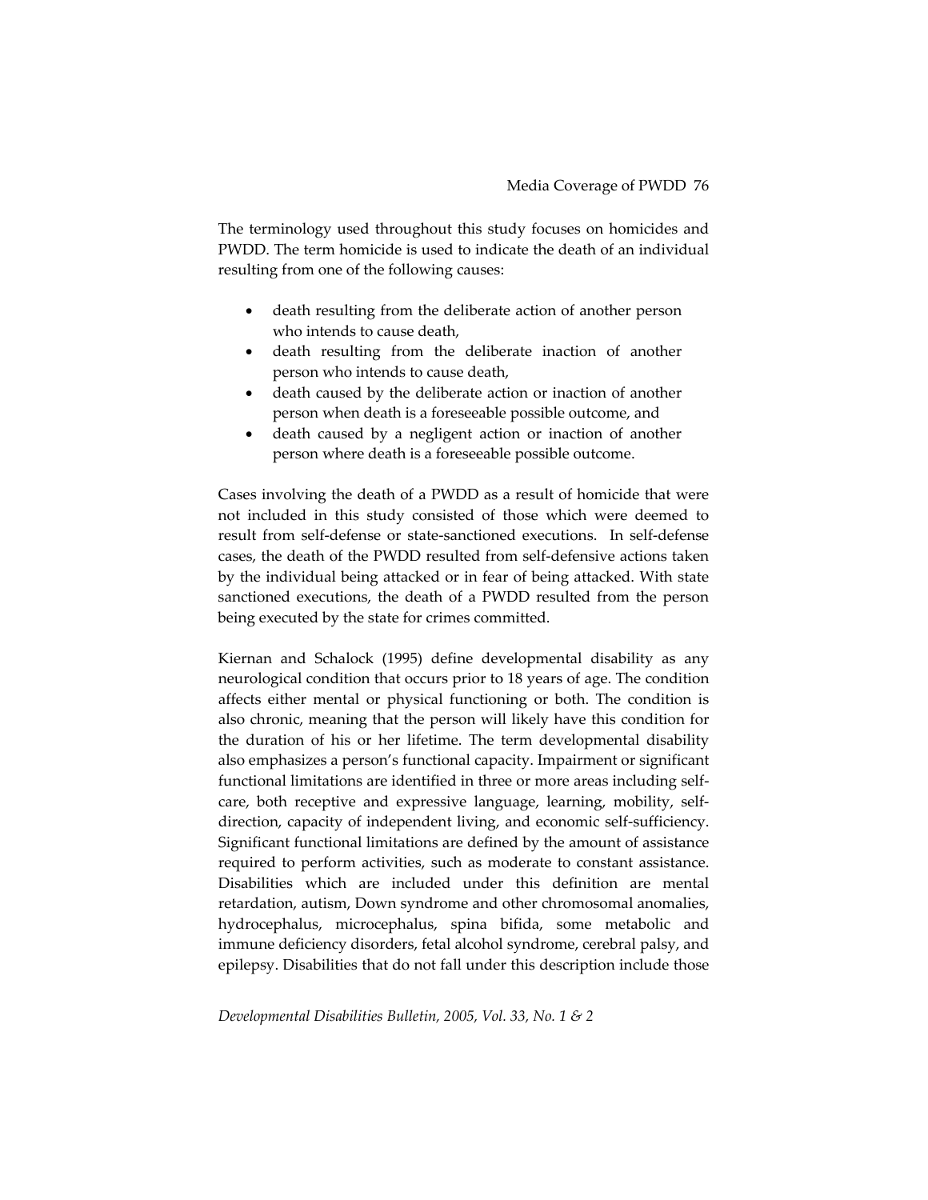The terminology used throughout this study focuses on homicides and PWDD. The term homicide is used to indicate the death of an individual resulting from one of the following causes:

- death resulting from the deliberate action of another person who intends to cause death,
- death resulting from the deliberate inaction of another person who intends to cause death,
- death caused by the deliberate action or inaction of another person when death is a foreseeable possible outcome, and
- death caused by a negligent action or inaction of another person where death is a foreseeable possible outcome.

Cases involving the death of a PWDD as a result of homicide that were not included in this study consisted of those which were deemed to result from self-defense or state-sanctioned executions. In self-defense cases, the death of the PWDD resulted from self-defensive actions taken by the individual being attacked or in fear of being attacked. With state sanctioned executions, the death of a PWDD resulted from the person being executed by the state for crimes committed.

Kiernan and Schalock (1995) define developmental disability as any neurological condition that occurs prior to 18 years of age. The condition affects either mental or physical functioning or both. The condition is also chronic, meaning that the person will likely have this condition for the duration of his or her lifetime. The term developmental disability also emphasizes a person's functional capacity. Impairment or significant functional limitations are identified in three or more areas including self-care, both receptive and expressive language, learning, mobility, self-direction, capacity of independent living, and economic self-sufficiency. Significant functional limitations are defined by the amount of assistance required to perform activities, such as moderate to constant assistance. Disabilities which are included under this definition are mental retardation, autism, Down syndrome and other chromosomal anomalies, hydrocephalus, microcephalus, spina bifida, some metabolic and immune deficiency disorders, fetal alcohol syndrome, cerebral palsy, and epilepsy. Disabilities that do not fall under this description include those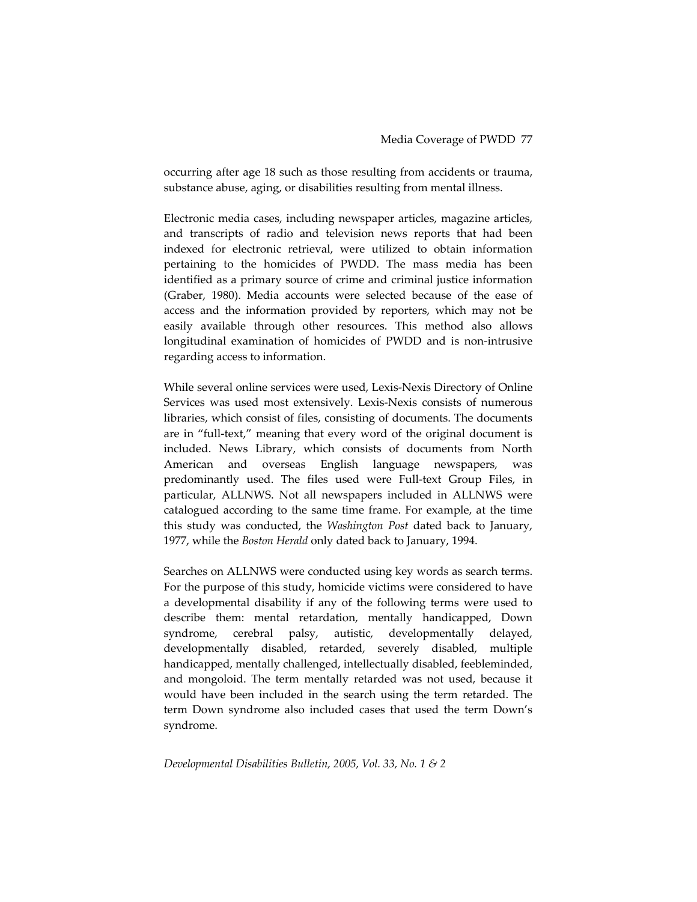occurring after age 18 such as those resulting from accidents or trauma, substance abuse, aging, or disabilities resulting from mental illness.

Electronic media cases, including newspaper articles, magazine articles, and transcripts of radio and television news reports that had been indexed for electronic retrieval, were utilized to obtain information pertaining to the homicides of PWDD. The mass media has been identified as a primary source of crime and criminal justice information (Graber, 1980). Media accounts were selected because of the ease of access and the information provided by reporters, which may not be easily available through other resources. This method also allows longitudinal examination of homicides of PWDD and is non-intrusive regarding access to information.

While several online services were used, Lexis-Nexis Directory of Online Services was used most extensively. Lexis-Nexis consists of numerous libraries, which consist of files, consisting of documents. The documents are in "full-text," meaning that every word of the original document is included. News Library, which consists of documents from North American and overseas English language newspapers, was predominantly used. The files used were Full-text Group Files, in particular, ALLNWS. Not all newspapers included in ALLNWS were catalogued according to the same time frame. For example, at the time this study was conducted, the *Washington Post* dated back to January, 1977, while the *Boston Herald* only dated back to January, 1994.

Searches on ALLNWS were conducted using key words as search terms. For the purpose of this study, homicide victims were considered to have a developmental disability if any of the following terms were used to describe them: mental retardation, mentally handicapped, Down syndrome, cerebral palsy, autistic, developmentally delayed, developmentally disabled, retarded, severely disabled, multiple handicapped, mentally challenged, intellectually disabled, feebleminded, and mongoloid. The term mentally retarded was not used, because it would have been included in the search using the term retarded. The term Down syndrome also included cases that used the term Down's syndrome.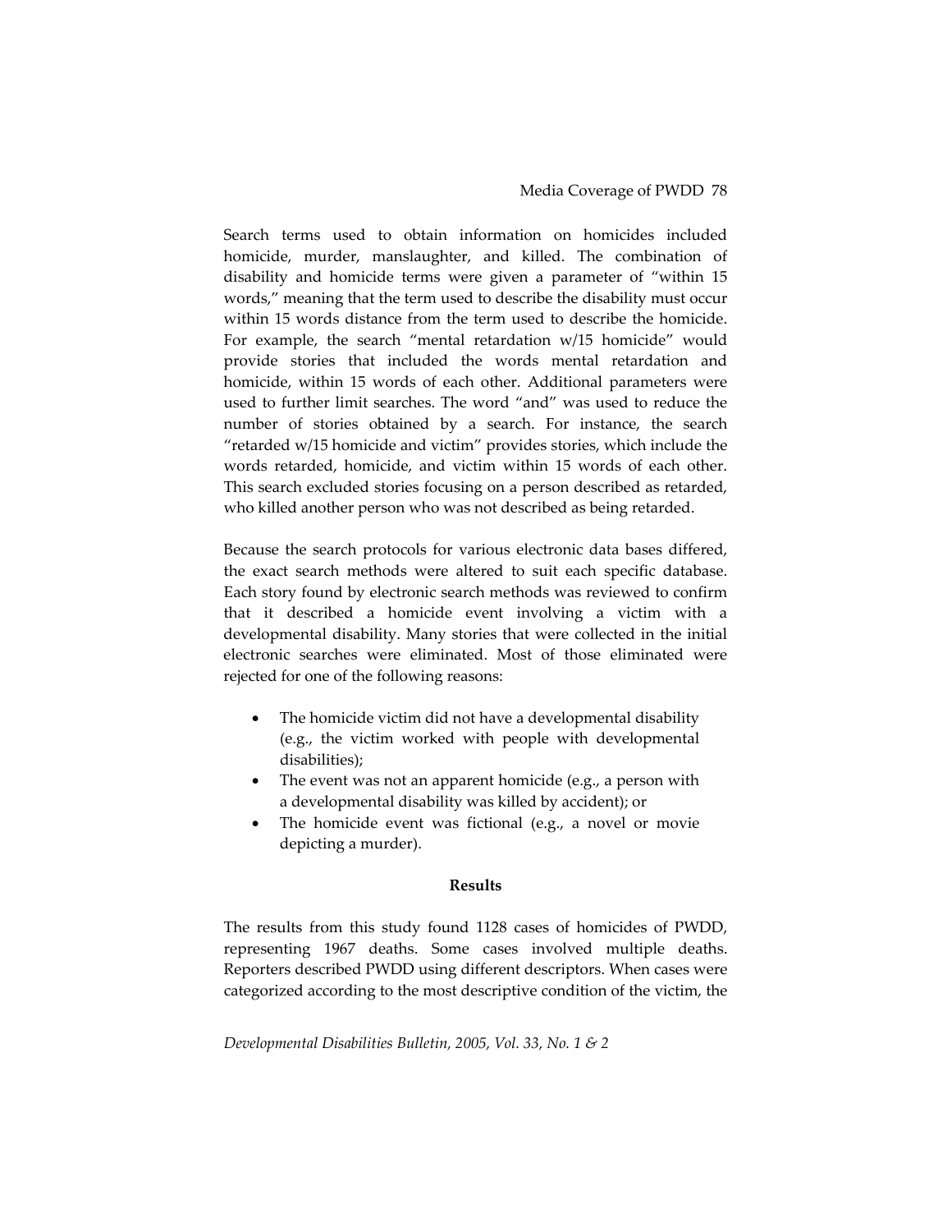Search terms used to obtain information on homicides included homicide, murder, manslaughter, and killed. The combination of disability and homicide terms were given a parameter of "within 15 words," meaning that the term used to describe the disability must occur within 15 words distance from the term used to describe the homicide. For example, the search "mental retardation w/15 homicide" would provide stories that included the words mental retardation and homicide, within 15 words of each other. Additional parameters were used to further limit searches. The word "and" was used to reduce the number of stories obtained by a search. For instance, the search "retarded w/15 homicide and victim" provides stories, which include the words retarded, homicide, and victim within 15 words of each other. This search excluded stories focusing on a person described as retarded, who killed another person who was not described as being retarded.

Because the search protocols for various electronic data bases differed, the exact search methods were altered to suit each specific database. Each story found by electronic search methods was reviewed to confirm that it described a homicide event involving a victim with a developmental disability. Many stories that were collected in the initial electronic searches were eliminated. Most of those eliminated were rejected for one of the following reasons:

- The homicide victim did not have a developmental disability (e.g., the victim worked with people with developmental disabilities);
- The event was not an apparent homicide (e.g., a person with a developmental disability was killed by accident); or
- The homicide event was fictional (e.g., a novel or movie depicting a murder).

**Results**

The results from this study found 1128 cases of homicides of PWDD, representing 1967 deaths. Some cases involved multiple deaths. Reporters described PWDD using different descriptors. When cases were categorized according to the most descriptive condition of the victim, the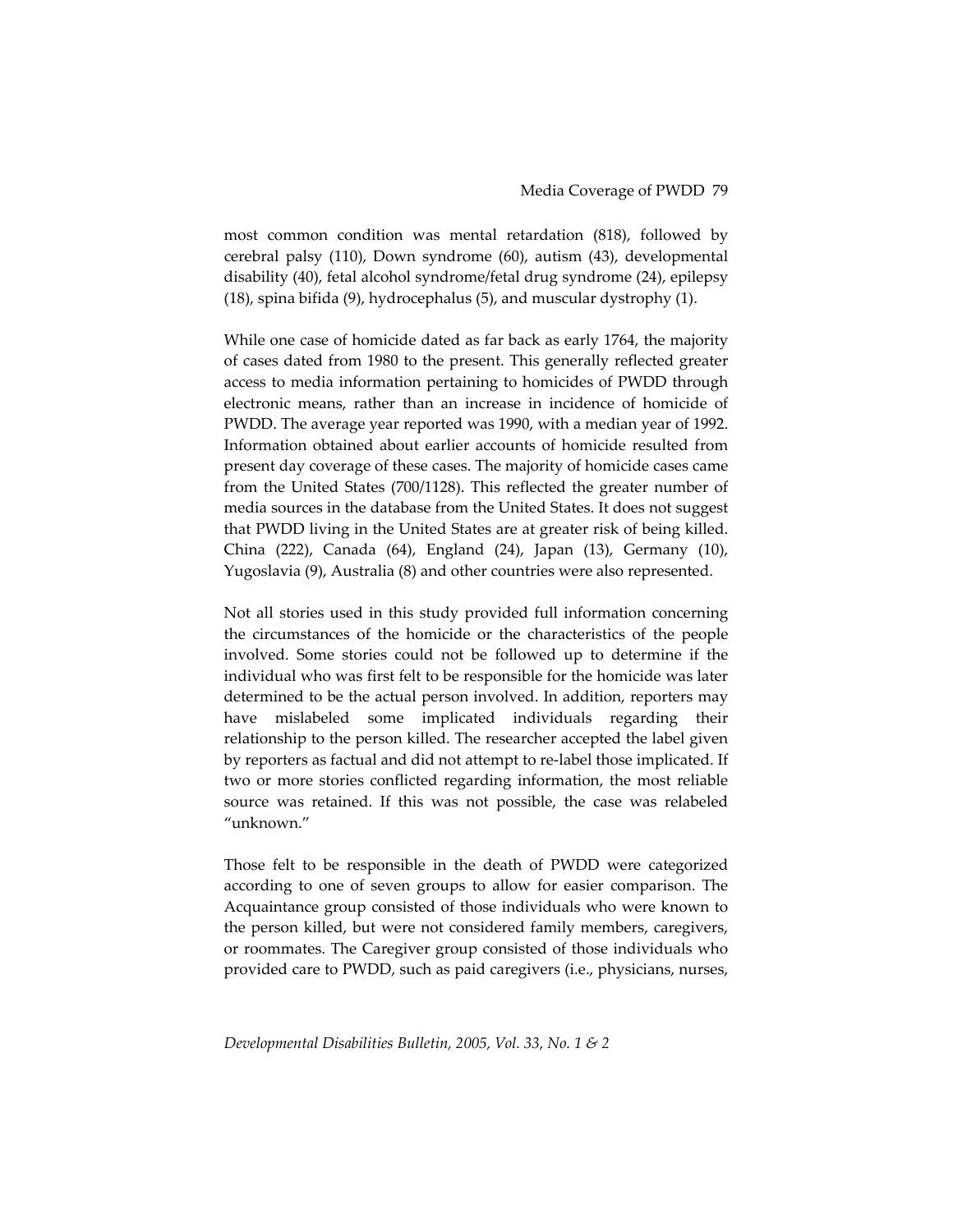most common condition was mental retardation (818), followed by cerebral palsy (110), Down syndrome (60), autism (43), developmental disability (40), fetal alcohol syndrome/fetal drug syndrome (24), epilepsy (18), spina bifida (9), hydrocephalus (5), and muscular dystrophy (1).

While one case of homicide dated as far back as early 1764, the majority of cases dated from 1980 to the present. This generally reflected greater access to media information pertaining to homicides of PWDD through electronic means, rather than an increase in incidence of homicide of PWDD. The average year reported was 1990, with a median year of 1992. Information obtained about earlier accounts of homicide resulted from present day coverage of these cases. The majority of homicide cases came from the United States (700/1128). This reflected the greater number of media sources in the database from the United States. It does not suggest that PWDD living in the United States are at greater risk of being killed. China (222), Canada (64), England (24), Japan (13), Germany (10), Yugoslavia (9), Australia (8) and other countries were also represented.

Not all stories used in this study provided full information concerning the circumstances of the homicide or the characteristics of the people involved. Some stories could not be followed up to determine if the individual who was first felt to be responsible for the homicide was later determined to be the actual person involved. In addition, reporters may have mislabeled some implicated individuals regarding their relationship to the person killed. The researcher accepted the label given by reporters as factual and did not attempt to re-label those implicated. If two or more stories conflicted regarding information, the most reliable source was retained. If this was not possible, the case was relabeled "unknown."

Those felt to be responsible in the death of PWDD were categorized according to one of seven groups to allow for easier comparison. The Acquaintance group consisted of those individuals who were known to the person killed, but were not considered family members, caregivers, or roommates. The Caregiver group consisted of those individuals who provided care to PWDD, such as paid caregivers (i.e., physicians, nurses,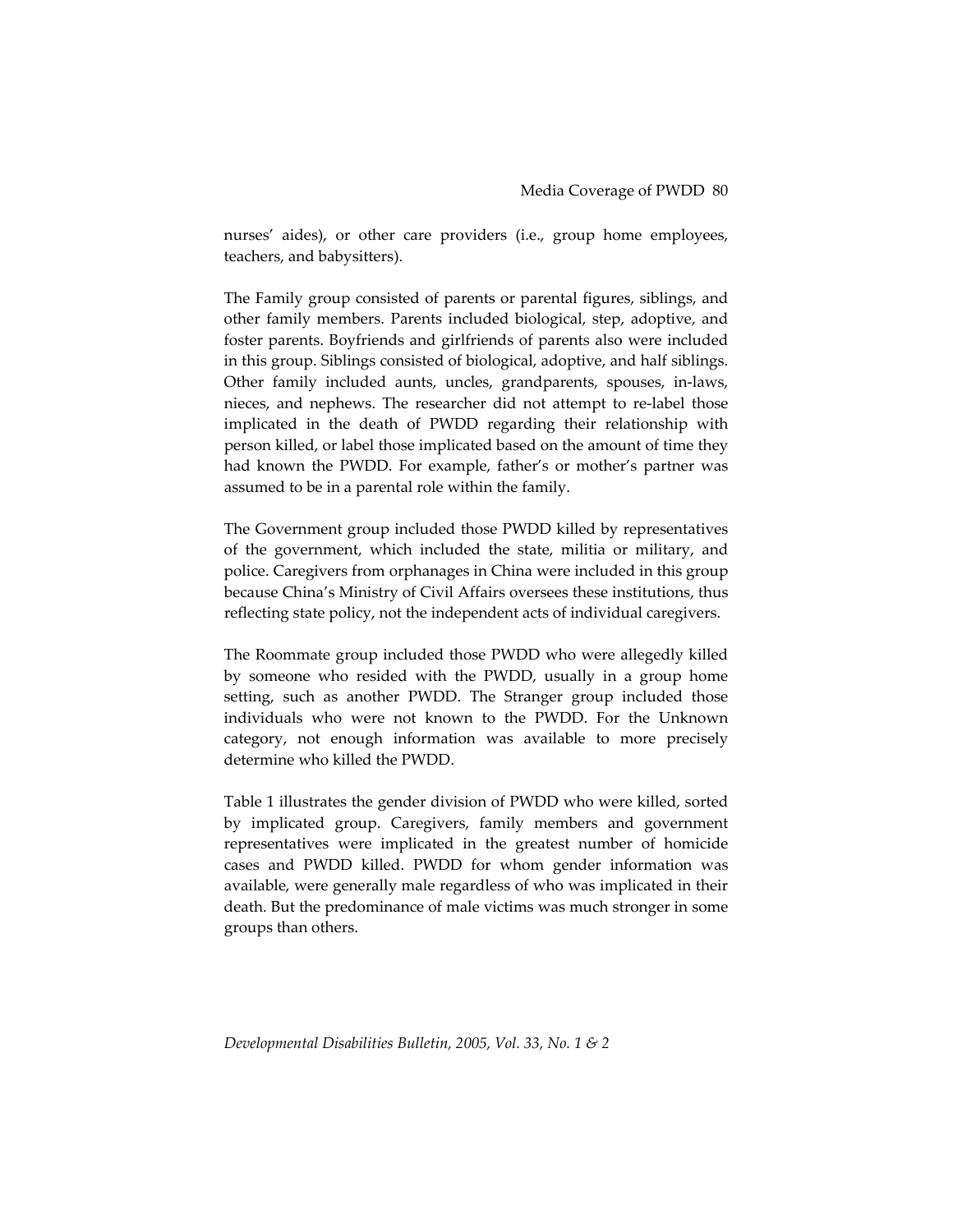nurses' aides), or other care providers (i.e., group home employees, teachers, and babysitters).

The Family group consisted of parents or parental figures, siblings, and other family members. Parents included biological, step, adoptive, and foster parents. Boyfriends and girlfriends of parents also were included in this group. Siblings consisted of biological, adoptive, and half siblings. Other family included aunts, uncles, grandparents, spouses, in-laws, nieces, and nephews. The researcher did not attempt to re-label those implicated in the death of PWDD regarding their relationship with person killed, or label those implicated based on the amount of time they had known the PWDD. For example, father's or mother's partner was assumed to be in a parental role within the family.

The Government group included those PWDD killed by representatives of the government, which included the state, militia or military, and police. Caregivers from orphanages in China were included in this group because China's Ministry of Civil Affairs oversees these institutions, thus reflecting state policy, not the independent acts of individual caregivers.

The Roommate group included those PWDD who were allegedly killed by someone who resided with the PWDD, usually in a group home setting, such as another PWDD. The Stranger group included those individuals who were not known to the PWDD. For the Unknown category, not enough information was available to more precisely determine who killed the PWDD.

Table 1 illustrates the gender division of PWDD who were killed, sorted by implicated group. Caregivers, family members and government representatives were implicated in the greatest number of homicide cases and PWDD killed. PWDD for whom gender information was available, were generally male regardless of who was implicated in their death. But the predominance of male victims was much stronger in some groups than others.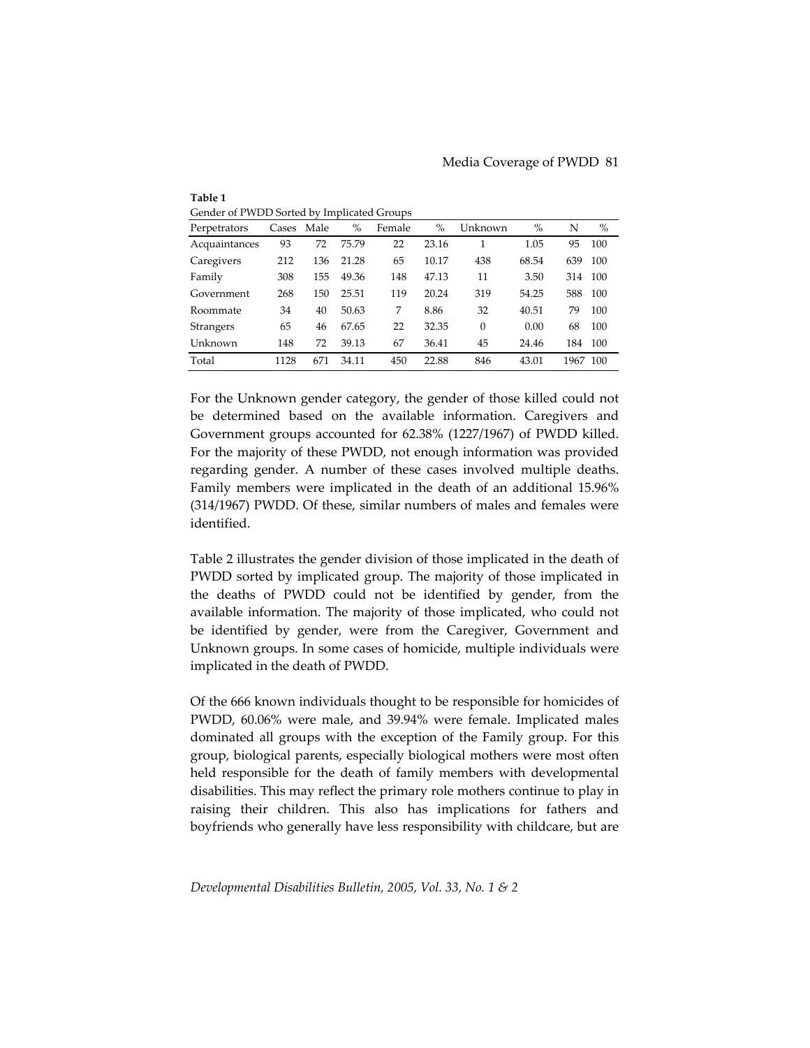**Table 1**

Gender of PWDD Sorted by Implicated Groups

| Perpetrators | Cases | Male | % | Female | % | Unknown | % | N | % |
|---|---|---|---|---|---|---|---|---|---|
| Acquaintances | 93 | 72 | 75.79 | 22 | 23.16 | 1 | 1.05 | 95 | 100 |
| Caregivers | 212 | 136 | 21.28 | 65 | 10.17 | 438 | 68.54 | 639 | 100 |
| Family | 308 | 155 | 49.36 | 148 | 47.13 | 11 | 3.50 | 314 | 100 |
| Government | 268 | 150 | 25.51 | 119 | 20.24 | 319 | 54.25 | 588 | 100 |
| Roommate | 34 | 40 | 50.63 | 7 | 8.86 | 32 | 40.51 | 79 | 100 |
| Strangers | 65 | 46 | 67.65 | 22 | 32.35 | 0 | 0.00 | 68 | 100 |
| Unknown | 148 | 72 | 39.13 | 67 | 36.41 | 45 | 24.46 | 184 | 100 |
| Total | 1128 | 671 | 34.11 | 450 | 22.88 | 846 | 43.01 | 1967 | 100 |

For the Unknown gender category, the gender of those killed could not be determined based on the available information. Caregivers and Government groups accounted for 62.38% (1227/1967) of PWDD killed. For the majority of these PWDD, not enough information was provided regarding gender. A number of these cases involved multiple deaths. Family members were implicated in the death of an additional 15.96% (314/1967) PWDD. Of these, similar numbers of males and females were identified.

Table 2 illustrates the gender division of those implicated in the death of PWDD sorted by implicated group. The majority of those implicated in the deaths of PWDD could not be identified by gender, from the available information. The majority of those implicated, who could not be identified by gender, were from the Caregiver, Government and Unknown groups. In some cases of homicide, multiple individuals were implicated in the death of PWDD.

Of the 666 known individuals thought to be responsible for homicides of PWDD, 60.06% were male, and 39.94% were female. Implicated males dominated all groups with the exception of the Family group. For this group, biological parents, especially biological mothers were most often held responsible for the death of family members with developmental disabilities. This may reflect the primary role mothers continue to play in raising their children. This also has implications for fathers and boyfriends who generally have less responsibility with childcare, but are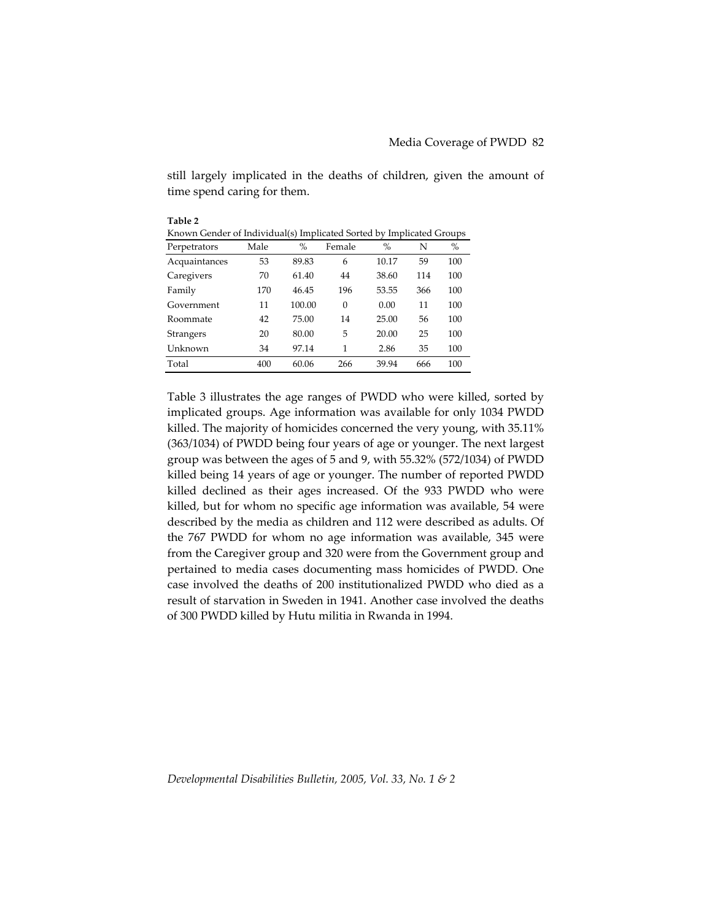still largely implicated in the deaths of children, given the amount of time spend caring for them.

**Table 2**

Known Gender of Individual(s) Implicated Sorted by Implicated Groups

| Perpetrators | Male | % | Female | % | N | % |
|---|---|---|---|---|---|---|
| Acquaintances | 53 | 89.83 | 6 | 10.17 | 59 | 100 |
| Caregivers | 70 | 61.40 | 44 | 38.60 | 114 | 100 |
| Family | 170 | 46.45 | 196 | 53.55 | 366 | 100 |
| Government | 11 | 100.00 | 0 | 0.00 | 11 | 100 |
| Roommate | 42 | 75.00 | 14 | 25.00 | 56 | 100 |
| Strangers | 20 | 80.00 | 5 | 20.00 | 25 | 100 |
| Unknown | 34 | 97.14 | 1 | 2.86 | 35 | 100 |
| Total | 400 | 60.06 | 266 | 39.94 | 666 | 100 |

Table 3 illustrates the age ranges of PWDD who were killed, sorted by implicated groups. Age information was available for only 1034 PWDD killed. The majority of homicides concerned the very young, with 35.11% (363/1034) of PWDD being four years of age or younger. The next largest group was between the ages of 5 and 9, with 55.32% (572/1034) of PWDD killed being 14 years of age or younger. The number of reported PWDD killed declined as their ages increased. Of the 933 PWDD who were killed, but for whom no specific age information was available, 54 were described by the media as children and 112 were described as adults. Of the 767 PWDD for whom no age information was available, 345 were from the Caregiver group and 320 were from the Government group and pertained to media cases documenting mass homicides of PWDD. One case involved the deaths of 200 institutionalized PWDD who died as a result of starvation in Sweden in 1941. Another case involved the deaths of 300 PWDD killed by Hutu militia in Rwanda in 1994.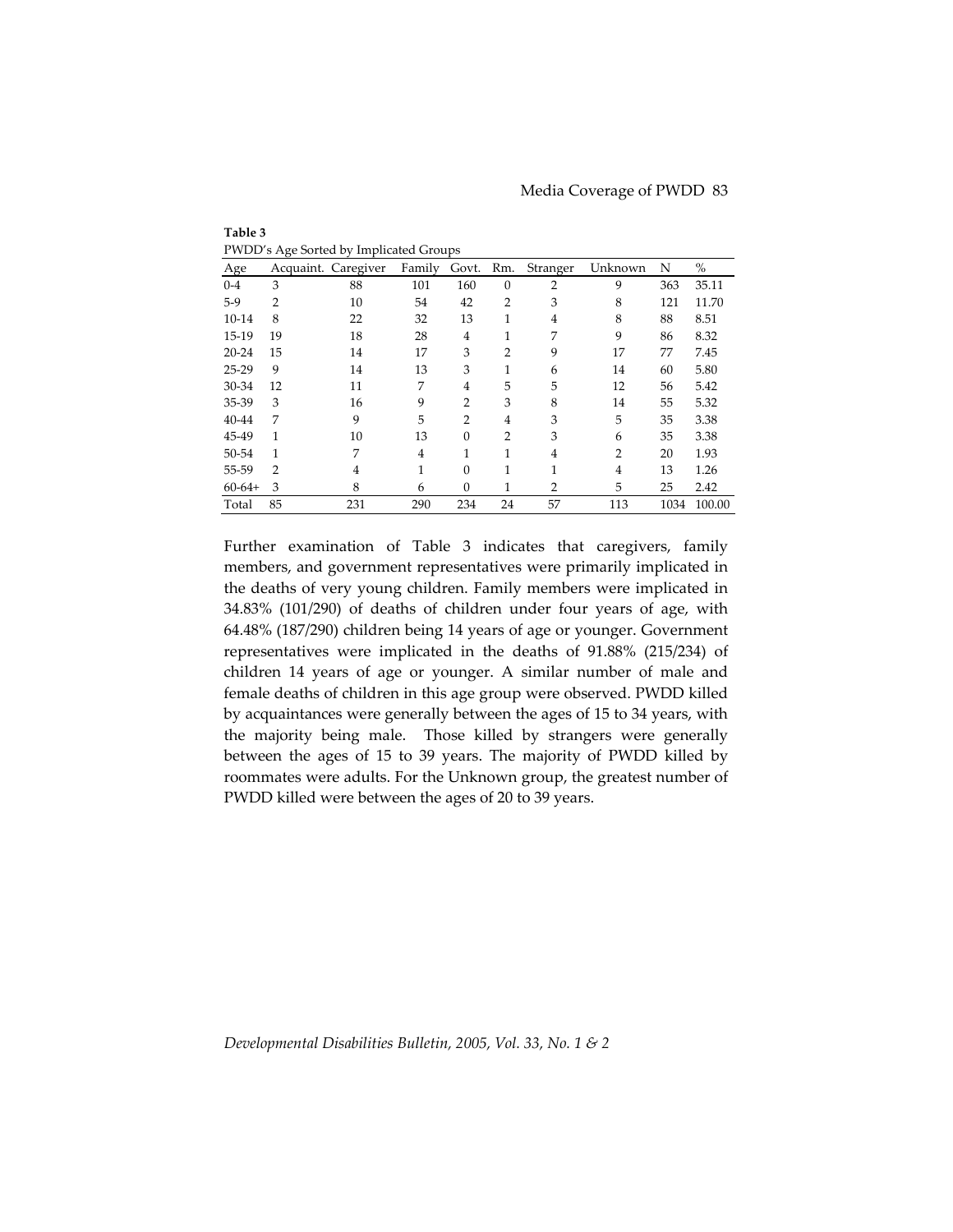**Table 3**

PWDD's Age Sorted by Implicated Groups

| Age | Acquaint. | Caregiver | Family | Govt. | Rm. | Stranger | Unknown | N | % |
|---|---|---|---|---|---|---|---|---|---|
| 0-4 | 3 | 88 | 101 | 160 | 0 | 2 | 9 | 363 | 35.11 |
| 5-9 | 2 | 10 | 54 | 42 | 2 | 3 | 8 | 121 | 11.70 |
| 10-14 | 8 | 22 | 32 | 13 | 1 | 4 | 8 | 88 | 8.51 |
| 15-19 | 19 | 18 | 28 | 4 | 1 | 7 | 9 | 86 | 8.32 |
| 20-24 | 15 | 14 | 17 | 3 | 2 | 9 | 17 | 77 | 7.45 |
| 25-29 | 9 | 14 | 13 | 3 | 1 | 6 | 14 | 60 | 5.80 |
| 30-34 | 12 | 11 | 7 | 4 | 5 | 5 | 12 | 56 | 5.42 |
| 35-39 | 3 | 16 | 9 | 2 | 3 | 8 | 14 | 55 | 5.32 |
| 40-44 | 7 | 9 | 5 | 2 | 4 | 3 | 5 | 35 | 3.38 |
| 45-49 | 1 | 10 | 13 | 0 | 2 | 3 | 6 | 35 | 3.38 |
| 50-54 | 1 | 7 | 4 | 1 | 1 | 4 | 2 | 20 | 1.93 |
| 55-59 | 2 | 4 | 1 | 0 | 1 | 1 | 4 | 13 | 1.26 |
| 60-64+ | 3 | 8 | 6 | 0 | 1 | 2 | 5 | 25 | 2.42 |
| Total | 85 | 231 | 290 | 234 | 24 | 57 | 113 | 1034 | 100.00 |

Further examination of Table 3 indicates that caregivers, family members, and government representatives were primarily implicated in the deaths of very young children. Family members were implicated in 34.83% (101/290) of deaths of children under four years of age, with 64.48% (187/290) children being 14 years of age or younger. Government representatives were implicated in the deaths of 91.88% (215/234) of children 14 years of age or younger. A similar number of male and female deaths of children in this age group were observed. PWDD killed by acquaintances were generally between the ages of 15 to 34 years, with the majority being male. Those killed by strangers were generally between the ages of 15 to 39 years. The majority of PWDD killed by roommates were adults. For the Unknown group, the greatest number of PWDD killed were between the ages of 20 to 39 years.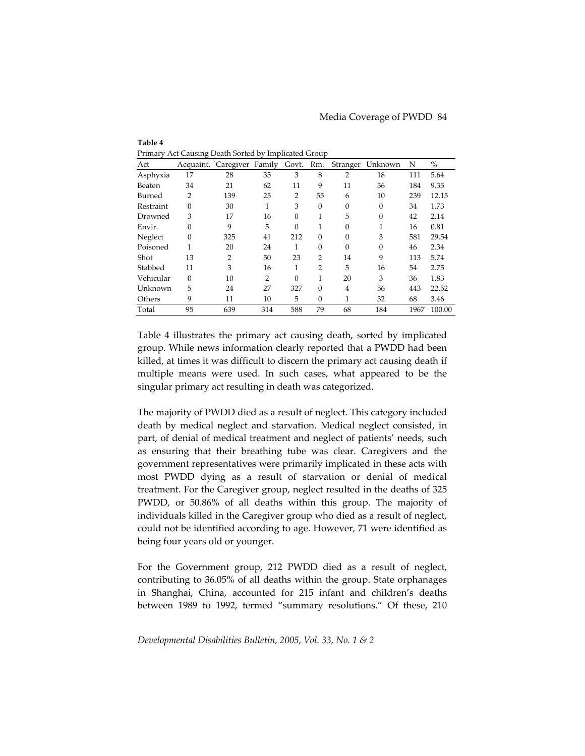**Table 4**
Primary Act Causing Death Sorted by Implicated Group

| Act | Acquaint. | Caregiver | Family | Govt. | Rm. | Stranger | Unknown | N | % |
|---|---|---|---|---|---|---|---|---|---|
| Asphyxia | 17 | 28 | 35 | 3 | 8 | 2 | 18 | 111 | 5.64 |
| Beaten | 34 | 21 | 62 | 11 | 9 | 11 | 36 | 184 | 9.35 |
| Burned | 2 | 139 | 25 | 2 | 55 | 6 | 10 | 239 | 12.15 |
| Restraint | 0 | 30 | 1 | 3 | 0 | 0 | 0 | 34 | 1.73 |
| Drowned | 3 | 17 | 16 | 0 | 1 | 5 | 0 | 42 | 2.14 |
| Envir. | 0 | 9 | 5 | 0 | 1 | 0 | 1 | 16 | 0.81 |
| Neglect | 0 | 325 | 41 | 212 | 0 | 0 | 3 | 581 | 29.54 |
| Poisoned | 1 | 20 | 24 | 1 | 0 | 0 | 0 | 46 | 2.34 |
| Shot | 13 | 2 | 50 | 23 | 2 | 14 | 9 | 113 | 5.74 |
| Stabbed | 11 | 3 | 16 | 1 | 2 | 5 | 16 | 54 | 2.75 |
| Vehicular | 0 | 10 | 2 | 0 | 1 | 20 | 3 | 36 | 1.83 |
| Unknown | 5 | 24 | 27 | 327 | 0 | 4 | 56 | 443 | 22.52 |
| Others | 9 | 11 | 10 | 5 | 0 | 1 | 32 | 68 | 3.46 |
| Total | 95 | 639 | 314 | 588 | 79 | 68 | 184 | 1967 | 100.00 |

Table 4 illustrates the primary act causing death, sorted by implicated group. While news information clearly reported that a PWDD had been killed, at times it was difficult to discern the primary act causing death if multiple means were used. In such cases, what appeared to be the singular primary act resulting in death was categorized.

The majority of PWDD died as a result of neglect. This category included death by medical neglect and starvation. Medical neglect consisted, in part, of denial of medical treatment and neglect of patients' needs, such as ensuring that their breathing tube was clear. Caregivers and the government representatives were primarily implicated in these acts with most PWDD dying as a result of starvation or denial of medical treatment. For the Caregiver group, neglect resulted in the deaths of 325 PWDD, or 50.86% of all deaths within this group. The majority of individuals killed in the Caregiver group who died as a result of neglect, could not be identified according to age. However, 71 were identified as being four years old or younger.

For the Government group, 212 PWDD died as a result of neglect, contributing to 36.05% of all deaths within the group. State orphanages in Shanghai, China, accounted for 215 infant and children's deaths between 1989 to 1992, termed "summary resolutions." Of these, 210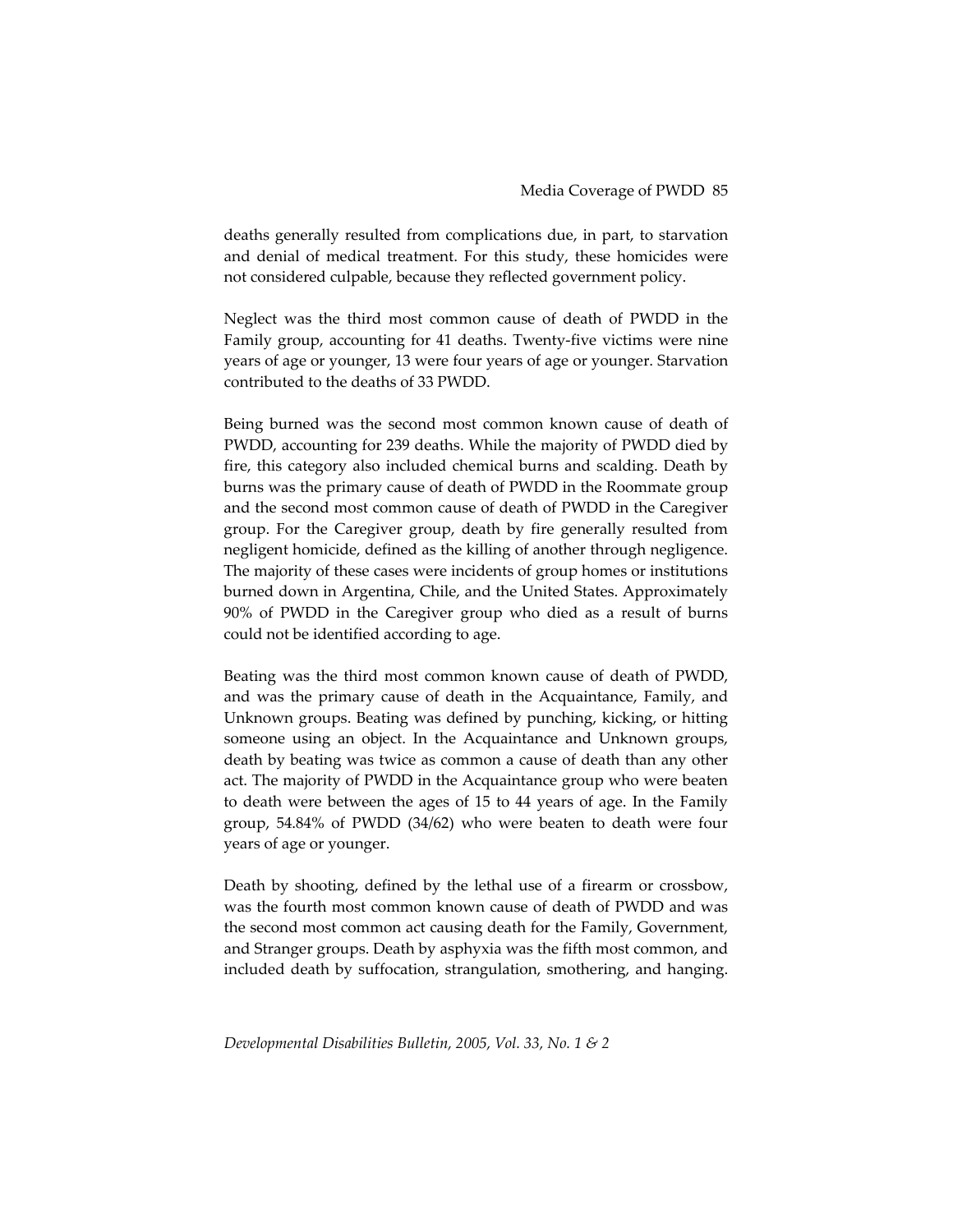deaths generally resulted from complications due, in part, to starvation and denial of medical treatment. For this study, these homicides were not considered culpable, because they reflected government policy.

Neglect was the third most common cause of death of PWDD in the Family group, accounting for 41 deaths. Twenty-five victims were nine years of age or younger, 13 were four years of age or younger. Starvation contributed to the deaths of 33 PWDD.

Being burned was the second most common known cause of death of PWDD, accounting for 239 deaths. While the majority of PWDD died by fire, this category also included chemical burns and scalding. Death by burns was the primary cause of death of PWDD in the Roommate group and the second most common cause of death of PWDD in the Caregiver group. For the Caregiver group, death by fire generally resulted from negligent homicide, defined as the killing of another through negligence. The majority of these cases were incidents of group homes or institutions burned down in Argentina, Chile, and the United States. Approximately 90% of PWDD in the Caregiver group who died as a result of burns could not be identified according to age.

Beating was the third most common known cause of death of PWDD, and was the primary cause of death in the Acquaintance, Family, and Unknown groups. Beating was defined by punching, kicking, or hitting someone using an object. In the Acquaintance and Unknown groups, death by beating was twice as common a cause of death than any other act. The majority of PWDD in the Acquaintance group who were beaten to death were between the ages of 15 to 44 years of age. In the Family group, 54.84% of PWDD (34/62) who were beaten to death were four years of age or younger.

Death by shooting, defined by the lethal use of a firearm or crossbow, was the fourth most common known cause of death of PWDD and was the second most common act causing death for the Family, Government, and Stranger groups. Death by asphyxia was the fifth most common, and included death by suffocation, strangulation, smothering, and hanging.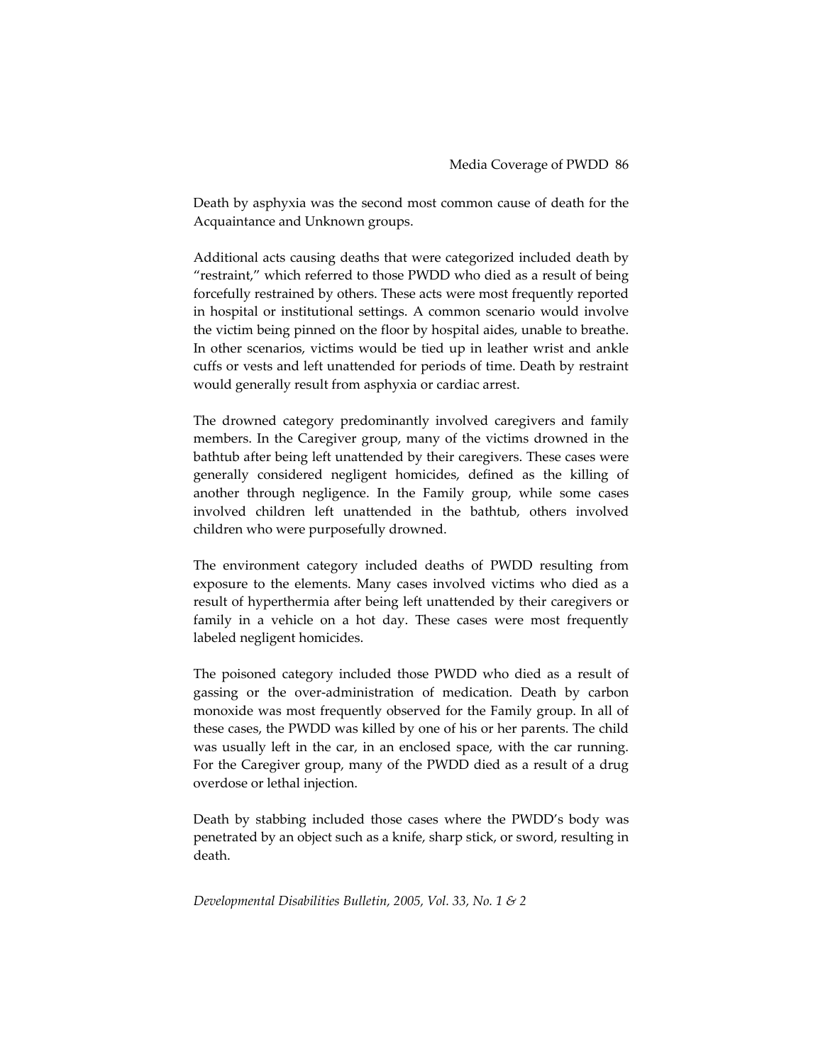Death by asphyxia was the second most common cause of death for the Acquaintance and Unknown groups.

Additional acts causing deaths that were categorized included death by "restraint," which referred to those PWDD who died as a result of being forcefully restrained by others. These acts were most frequently reported in hospital or institutional settings. A common scenario would involve the victim being pinned on the floor by hospital aides, unable to breathe. In other scenarios, victims would be tied up in leather wrist and ankle cuffs or vests and left unattended for periods of time. Death by restraint would generally result from asphyxia or cardiac arrest.

The drowned category predominantly involved caregivers and family members. In the Caregiver group, many of the victims drowned in the bathtub after being left unattended by their caregivers. These cases were generally considered negligent homicides, defined as the killing of another through negligence. In the Family group, while some cases involved children left unattended in the bathtub, others involved children who were purposefully drowned.

The environment category included deaths of PWDD resulting from exposure to the elements. Many cases involved victims who died as a result of hyperthermia after being left unattended by their caregivers or family in a vehicle on a hot day. These cases were most frequently labeled negligent homicides.

The poisoned category included those PWDD who died as a result of gassing or the over-administration of medication. Death by carbon monoxide was most frequently observed for the Family group. In all of these cases, the PWDD was killed by one of his or her parents. The child was usually left in the car, in an enclosed space, with the car running. For the Caregiver group, many of the PWDD died as a result of a drug overdose or lethal injection.

Death by stabbing included those cases where the PWDD's body was penetrated by an object such as a knife, sharp stick, or sword, resulting in death.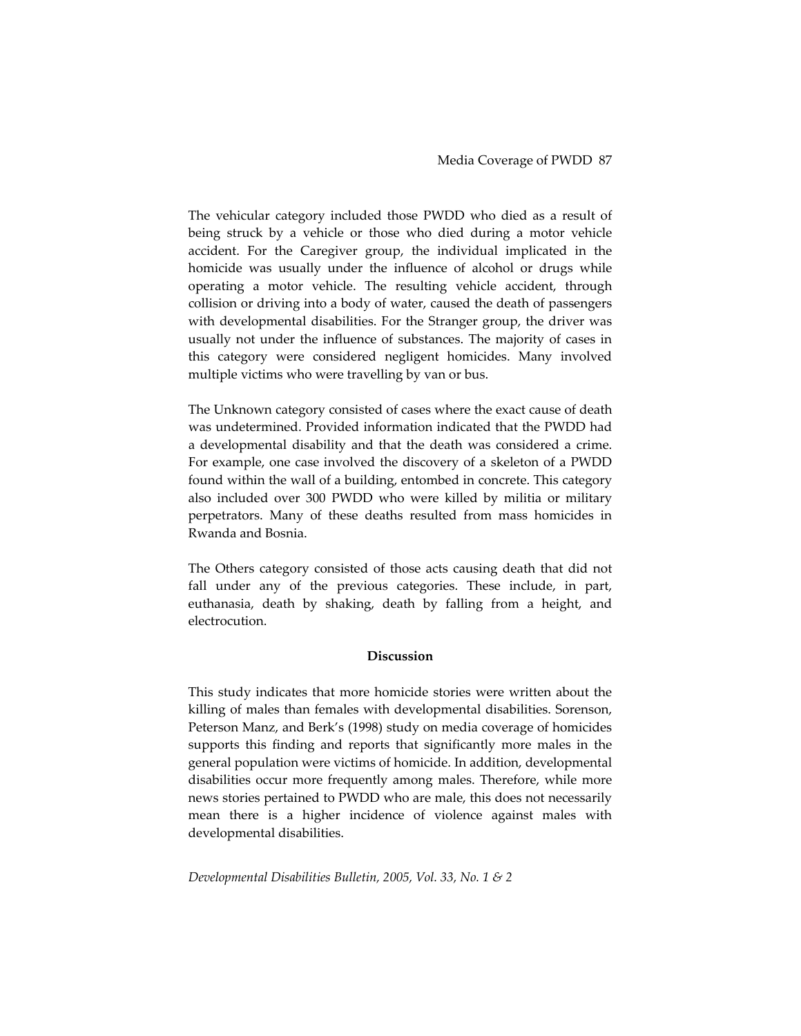The vehicular category included those PWDD who died as a result of being struck by a vehicle or those who died during a motor vehicle accident. For the Caregiver group, the individual implicated in the homicide was usually under the influence of alcohol or drugs while operating a motor vehicle. The resulting vehicle accident, through collision or driving into a body of water, caused the death of passengers with developmental disabilities. For the Stranger group, the driver was usually not under the influence of substances. The majority of cases in this category were considered negligent homicides. Many involved multiple victims who were travelling by van or bus.

The Unknown category consisted of cases where the exact cause of death was undetermined. Provided information indicated that the PWDD had a developmental disability and that the death was considered a crime. For example, one case involved the discovery of a skeleton of a PWDD found within the wall of a building, entombed in concrete. This category also included over 300 PWDD who were killed by militia or military perpetrators. Many of these deaths resulted from mass homicides in Rwanda and Bosnia.

The Others category consisted of those acts causing death that did not fall under any of the previous categories. These include, in part, euthanasia, death by shaking, death by falling from a height, and electrocution.

## Discussion

This study indicates that more homicide stories were written about the killing of males than females with developmental disabilities. Sorenson, Peterson Manz, and Berk's (1998) study on media coverage of homicides supports this finding and reports that significantly more males in the general population were victims of homicide. In addition, developmental disabilities occur more frequently among males. Therefore, while more news stories pertained to PWDD who are male, this does not necessarily mean there is a higher incidence of violence against males with developmental disabilities.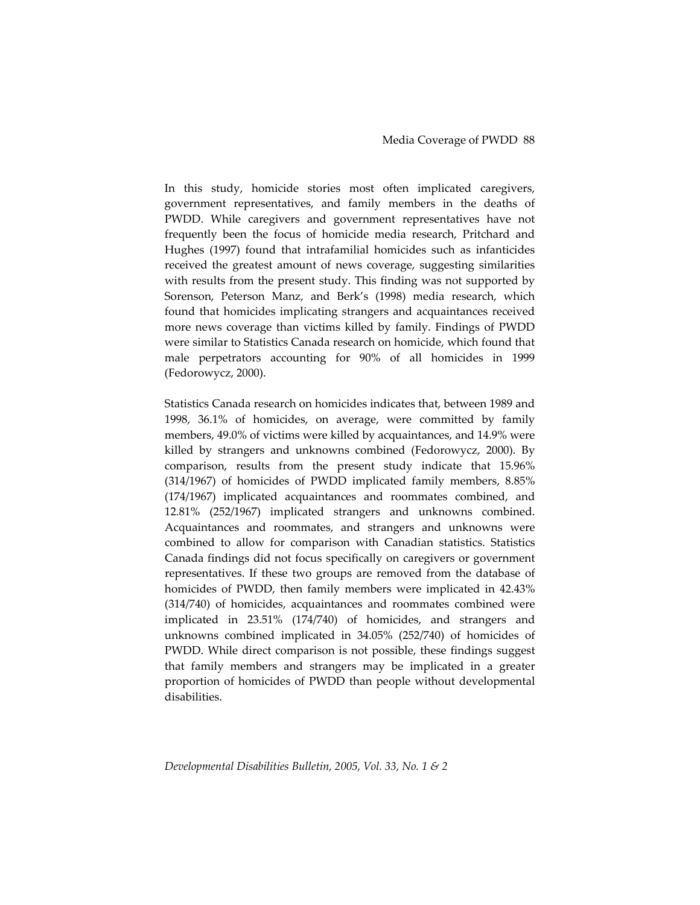In this study, homicide stories most often implicated caregivers, government representatives, and family members in the deaths of PWDD. While caregivers and government representatives have not frequently been the focus of homicide media research, Pritchard and Hughes (1997) found that intrafamilial homicides such as infanticides received the greatest amount of news coverage, suggesting similarities with results from the present study. This finding was not supported by Sorenson, Peterson Manz, and Berk's (1998) media research, which found that homicides implicating strangers and acquaintances received more news coverage than victims killed by family. Findings of PWDD were similar to Statistics Canada research on homicide, which found that male perpetrators accounting for 90% of all homicides in 1999 (Fedorowycz, 2000).

Statistics Canada research on homicides indicates that, between 1989 and 1998, 36.1% of homicides, on average, were committed by family members, 49.0% of victims were killed by acquaintances, and 14.9% were killed by strangers and unknowns combined (Fedorowycz, 2000). By comparison, results from the present study indicate that 15.96% (314/1967) of homicides of PWDD implicated family members, 8.85% (174/1967) implicated acquaintances and roommates combined, and 12.81% (252/1967) implicated strangers and unknowns combined. Acquaintances and roommates, and strangers and unknowns were combined to allow for comparison with Canadian statistics. Statistics Canada findings did not focus specifically on caregivers or government representatives. If these two groups are removed from the database of homicides of PWDD, then family members were implicated in 42.43% (314/740) of homicides, acquaintances and roommates combined were implicated in 23.51% (174/740) of homicides, and strangers and unknowns combined implicated in 34.05% (252/740) of homicides of PWDD. While direct comparison is not possible, these findings suggest that family members and strangers may be implicated in a greater proportion of homicides of PWDD than people without developmental disabilities.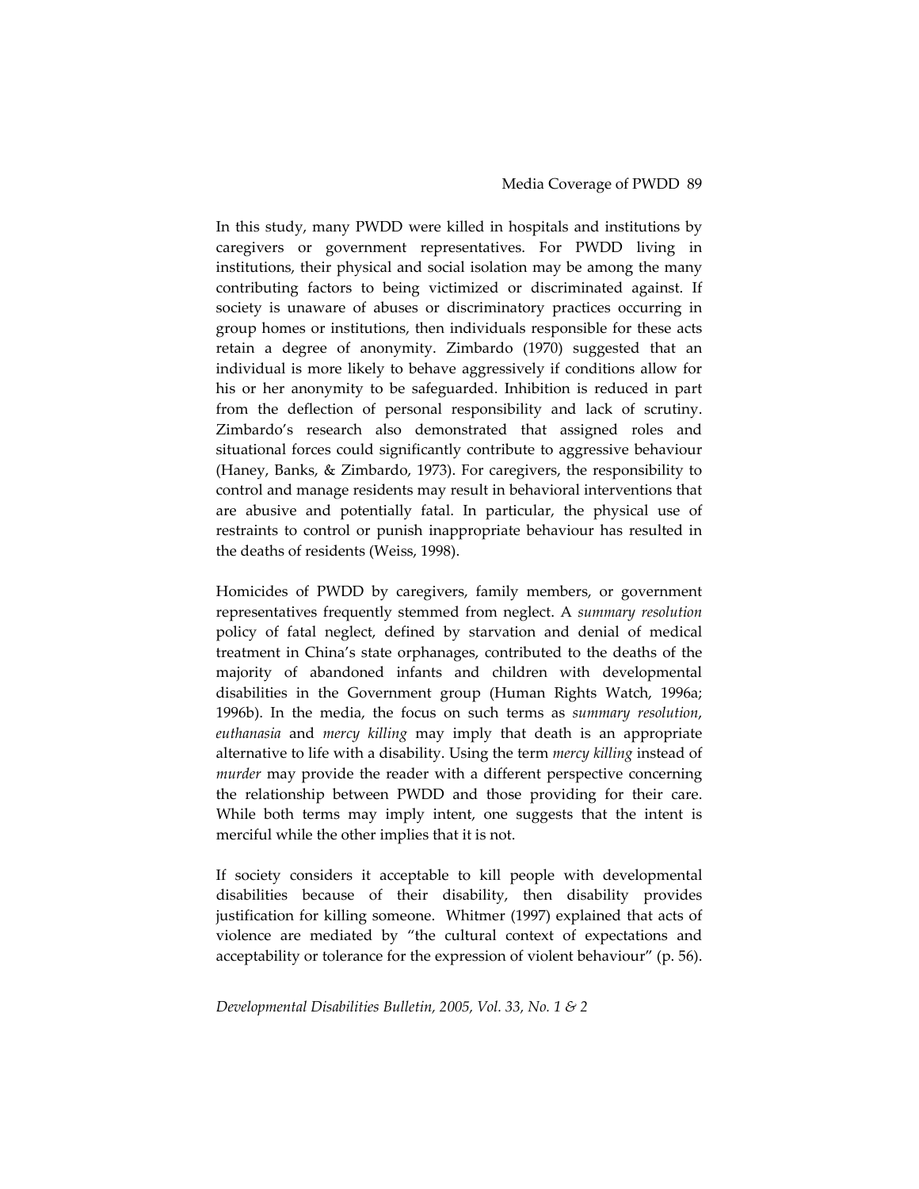In this study, many PWDD were killed in hospitals and institutions by caregivers or government representatives. For PWDD living in institutions, their physical and social isolation may be among the many contributing factors to being victimized or discriminated against. If society is unaware of abuses or discriminatory practices occurring in group homes or institutions, then individuals responsible for these acts retain a degree of anonymity. Zimbardo (1970) suggested that an individual is more likely to behave aggressively if conditions allow for his or her anonymity to be safeguarded. Inhibition is reduced in part from the deflection of personal responsibility and lack of scrutiny. Zimbardo's research also demonstrated that assigned roles and situational forces could significantly contribute to aggressive behaviour (Haney, Banks, & Zimbardo, 1973). For caregivers, the responsibility to control and manage residents may result in behavioral interventions that are abusive and potentially fatal. In particular, the physical use of restraints to control or punish inappropriate behaviour has resulted in the deaths of residents (Weiss, 1998).

Homicides of PWDD by caregivers, family members, or government representatives frequently stemmed from neglect. A *summary resolution* policy of fatal neglect, defined by starvation and denial of medical treatment in China's state orphanages, contributed to the deaths of the majority of abandoned infants and children with developmental disabilities in the Government group (Human Rights Watch, 1996a; 1996b). In the media, the focus on such terms as *summary resolution*, *euthanasia* and *mercy killing* may imply that death is an appropriate alternative to life with a disability. Using the term *mercy killing* instead of *murder* may provide the reader with a different perspective concerning the relationship between PWDD and those providing for their care. While both terms may imply intent, one suggests that the intent is merciful while the other implies that it is not.

If society considers it acceptable to kill people with developmental disabilities because of their disability, then disability provides justification for killing someone. Whitmer (1997) explained that acts of violence are mediated by "the cultural context of expectations and acceptability or tolerance for the expression of violent behaviour" (p. 56).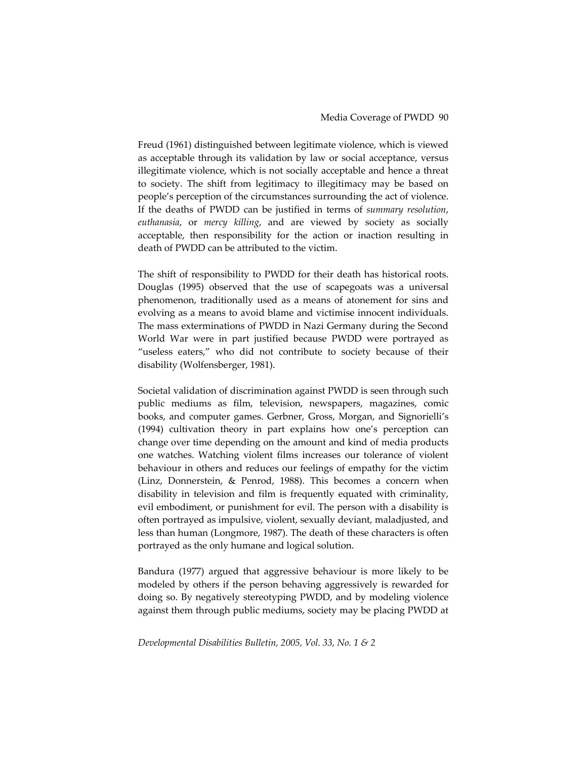Freud (1961) distinguished between legitimate violence, which is viewed as acceptable through its validation by law or social acceptance, versus illegitimate violence, which is not socially acceptable and hence a threat to society. The shift from legitimacy to illegitimacy may be based on people's perception of the circumstances surrounding the act of violence. If the deaths of PWDD can be justified in terms of *summary resolution*, *euthanasia*, or *mercy killing*, and are viewed by society as socially acceptable, then responsibility for the action or inaction resulting in death of PWDD can be attributed to the victim.

The shift of responsibility to PWDD for their death has historical roots. Douglas (1995) observed that the use of scapegoats was a universal phenomenon, traditionally used as a means of atonement for sins and evolving as a means to avoid blame and victimise innocent individuals. The mass exterminations of PWDD in Nazi Germany during the Second World War were in part justified because PWDD were portrayed as "useless eaters," who did not contribute to society because of their disability (Wolfensberger, 1981).

Societal validation of discrimination against PWDD is seen through such public mediums as film, television, newspapers, magazines, comic books, and computer games. Gerbner, Gross, Morgan, and Signorielli's (1994) cultivation theory in part explains how one's perception can change over time depending on the amount and kind of media products one watches. Watching violent films increases our tolerance of violent behaviour in others and reduces our feelings of empathy for the victim (Linz, Donnerstein, & Penrod, 1988). This becomes a concern when disability in television and film is frequently equated with criminality, evil embodiment, or punishment for evil. The person with a disability is often portrayed as impulsive, violent, sexually deviant, maladjusted, and less than human (Longmore, 1987). The death of these characters is often portrayed as the only humane and logical solution.

Bandura (1977) argued that aggressive behaviour is more likely to be modeled by others if the person behaving aggressively is rewarded for doing so. By negatively stereotyping PWDD, and by modeling violence against them through public mediums, society may be placing PWDD at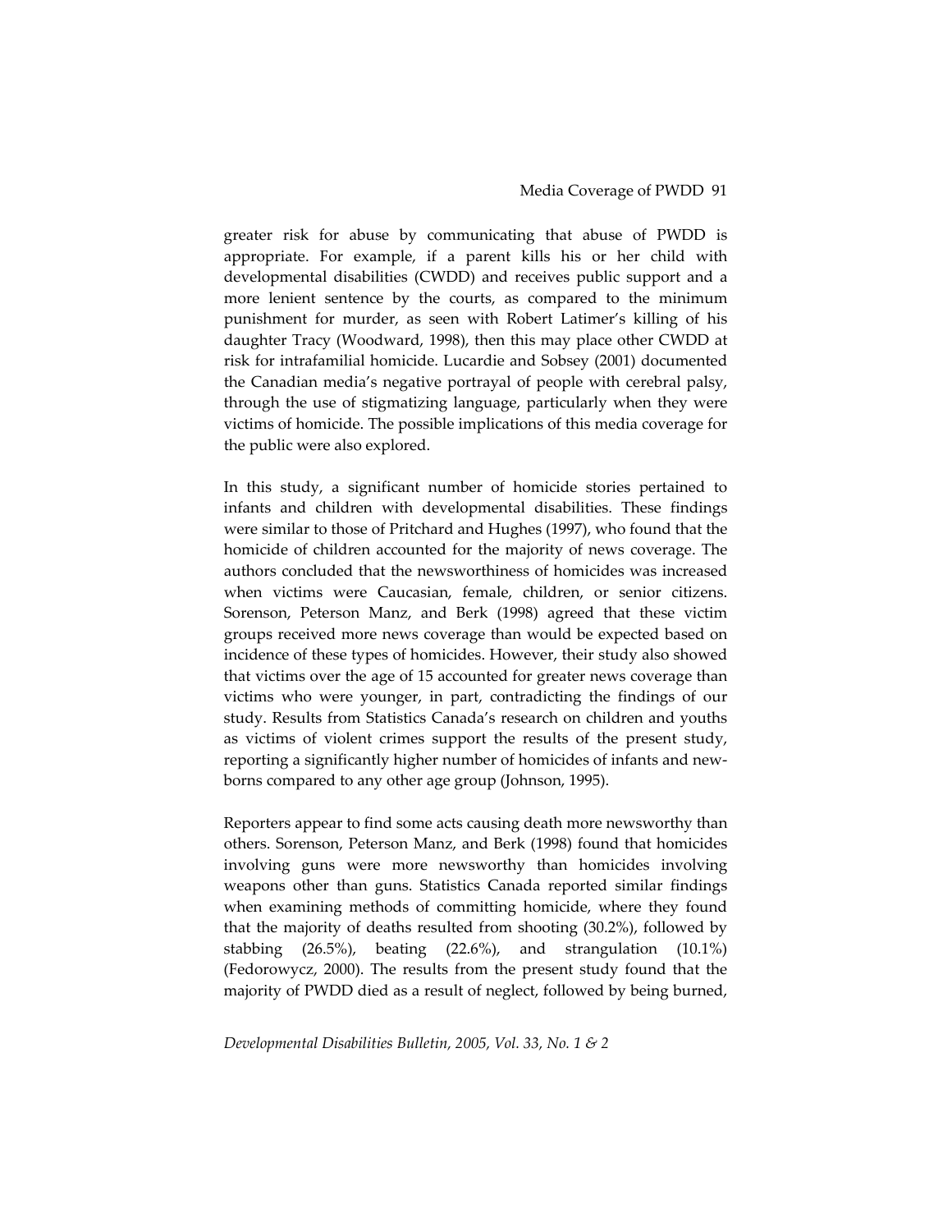greater risk for abuse by communicating that abuse of PWDD is appropriate. For example, if a parent kills his or her child with developmental disabilities (CWDD) and receives public support and a more lenient sentence by the courts, as compared to the minimum punishment for murder, as seen with Robert Latimer's killing of his daughter Tracy (Woodward, 1998), then this may place other CWDD at risk for intrafamilial homicide. Lucardie and Sobsey (2001) documented the Canadian media's negative portrayal of people with cerebral palsy, through the use of stigmatizing language, particularly when they were victims of homicide. The possible implications of this media coverage for the public were also explored.

In this study, a significant number of homicide stories pertained to infants and children with developmental disabilities. These findings were similar to those of Pritchard and Hughes (1997), who found that the homicide of children accounted for the majority of news coverage. The authors concluded that the newsworthiness of homicides was increased when victims were Caucasian, female, children, or senior citizens. Sorenson, Peterson Manz, and Berk (1998) agreed that these victim groups received more news coverage than would be expected based on incidence of these types of homicides. However, their study also showed that victims over the age of 15 accounted for greater news coverage than victims who were younger, in part, contradicting the findings of our study. Results from Statistics Canada's research on children and youths as victims of violent crimes support the results of the present study, reporting a significantly higher number of homicides of infants and newborns compared to any other age group (Johnson, 1995).

Reporters appear to find some acts causing death more newsworthy than others. Sorenson, Peterson Manz, and Berk (1998) found that homicides involving guns were more newsworthy than homicides involving weapons other than guns. Statistics Canada reported similar findings when examining methods of committing homicide, where they found that the majority of deaths resulted from shooting (30.2%), followed by stabbing (26.5%), beating (22.6%), and strangulation (10.1%) (Fedorowycz, 2000). The results from the present study found that the majority of PWDD died as a result of neglect, followed by being burned,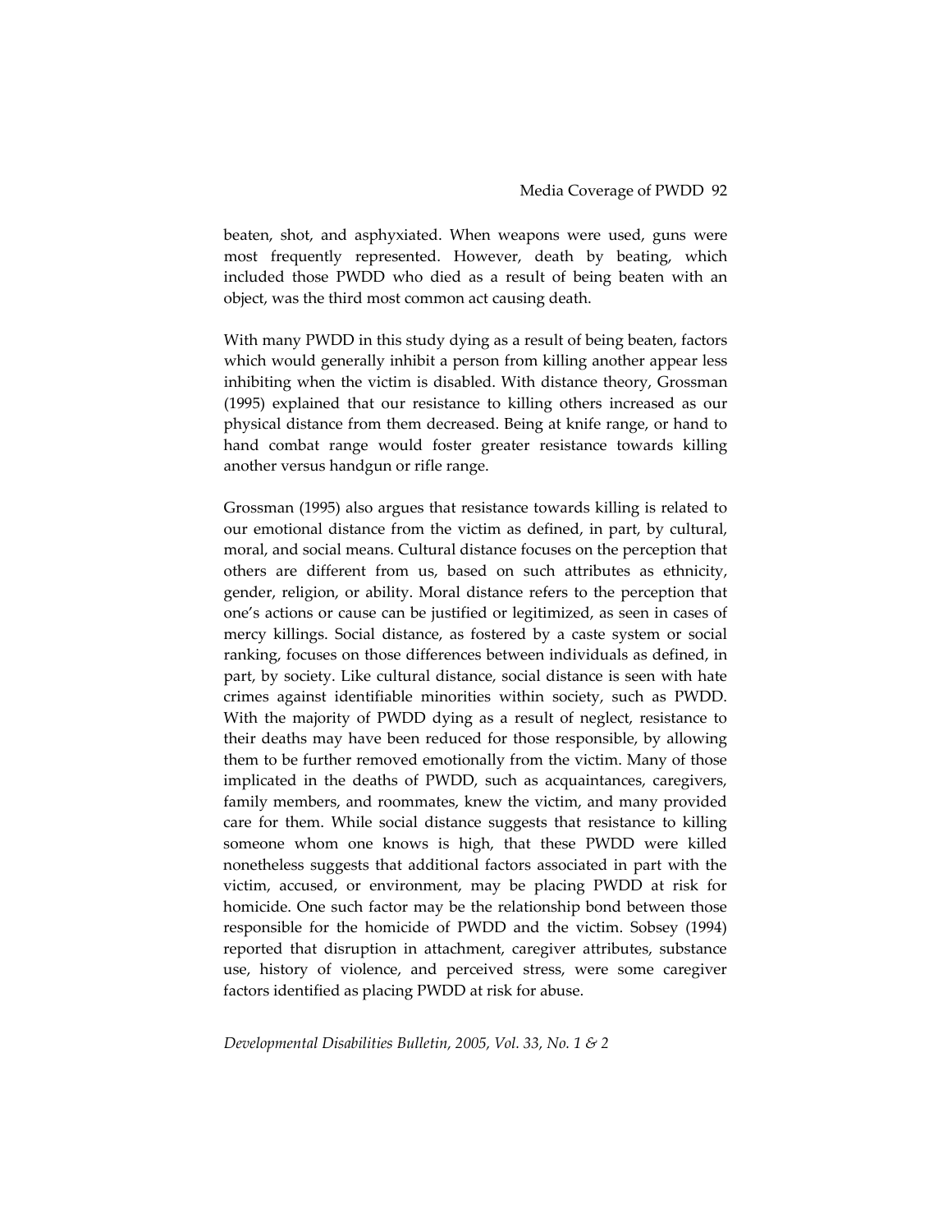beaten, shot, and asphyxiated. When weapons were used, guns were most frequently represented. However, death by beating, which included those PWDD who died as a result of being beaten with an object, was the third most common act causing death.

With many PWDD in this study dying as a result of being beaten, factors which would generally inhibit a person from killing another appear less inhibiting when the victim is disabled. With distance theory, Grossman (1995) explained that our resistance to killing others increased as our physical distance from them decreased. Being at knife range, or hand to hand combat range would foster greater resistance towards killing another versus handgun or rifle range.

Grossman (1995) also argues that resistance towards killing is related to our emotional distance from the victim as defined, in part, by cultural, moral, and social means. Cultural distance focuses on the perception that others are different from us, based on such attributes as ethnicity, gender, religion, or ability. Moral distance refers to the perception that one's actions or cause can be justified or legitimized, as seen in cases of mercy killings. Social distance, as fostered by a caste system or social ranking, focuses on those differences between individuals as defined, in part, by society. Like cultural distance, social distance is seen with hate crimes against identifiable minorities within society, such as PWDD. With the majority of PWDD dying as a result of neglect, resistance to their deaths may have been reduced for those responsible, by allowing them to be further removed emotionally from the victim. Many of those implicated in the deaths of PWDD, such as acquaintances, caregivers, family members, and roommates, knew the victim, and many provided care for them. While social distance suggests that resistance to killing someone whom one knows is high, that these PWDD were killed nonetheless suggests that additional factors associated in part with the victim, accused, or environment, may be placing PWDD at risk for homicide. One such factor may be the relationship bond between those responsible for the homicide of PWDD and the victim. Sobsey (1994) reported that disruption in attachment, caregiver attributes, substance use, history of violence, and perceived stress, were some caregiver factors identified as placing PWDD at risk for abuse.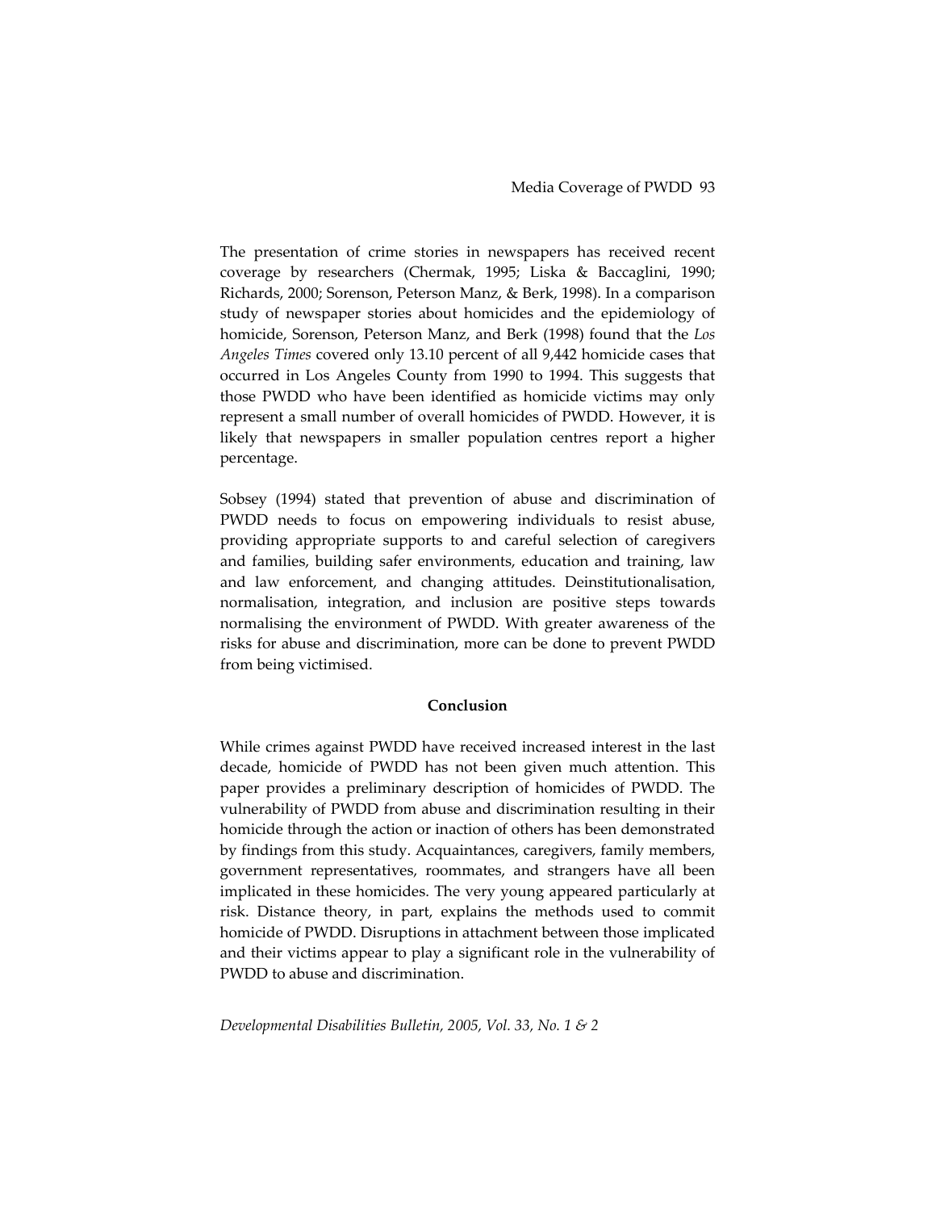The presentation of crime stories in newspapers has received recent coverage by researchers (Chermak, 1995; Liska & Baccaglini, 1990; Richards, 2000; Sorenson, Peterson Manz, & Berk, 1998). In a comparison study of newspaper stories about homicides and the epidemiology of homicide, Sorenson, Peterson Manz, and Berk (1998) found that the *Los Angeles Times* covered only 13.10 percent of all 9,442 homicide cases that occurred in Los Angeles County from 1990 to 1994. This suggests that those PWDD who have been identified as homicide victims may only represent a small number of overall homicides of PWDD. However, it is likely that newspapers in smaller population centres report a higher percentage.

Sobsey (1994) stated that prevention of abuse and discrimination of PWDD needs to focus on empowering individuals to resist abuse, providing appropriate supports to and careful selection of caregivers and families, building safer environments, education and training, law and law enforcement, and changing attitudes. Deinstitutionalisation, normalisation, integration, and inclusion are positive steps towards normalising the environment of PWDD. With greater awareness of the risks for abuse and discrimination, more can be done to prevent PWDD from being victimised.

## Conclusion

While crimes against PWDD have received increased interest in the last decade, homicide of PWDD has not been given much attention. This paper provides a preliminary description of homicides of PWDD. The vulnerability of PWDD from abuse and discrimination resulting in their homicide through the action or inaction of others has been demonstrated by findings from this study. Acquaintances, caregivers, family members, government representatives, roommates, and strangers have all been implicated in these homicides. The very young appeared particularly at risk. Distance theory, in part, explains the methods used to commit homicide of PWDD. Disruptions in attachment between those implicated and their victims appear to play a significant role in the vulnerability of PWDD to abuse and discrimination.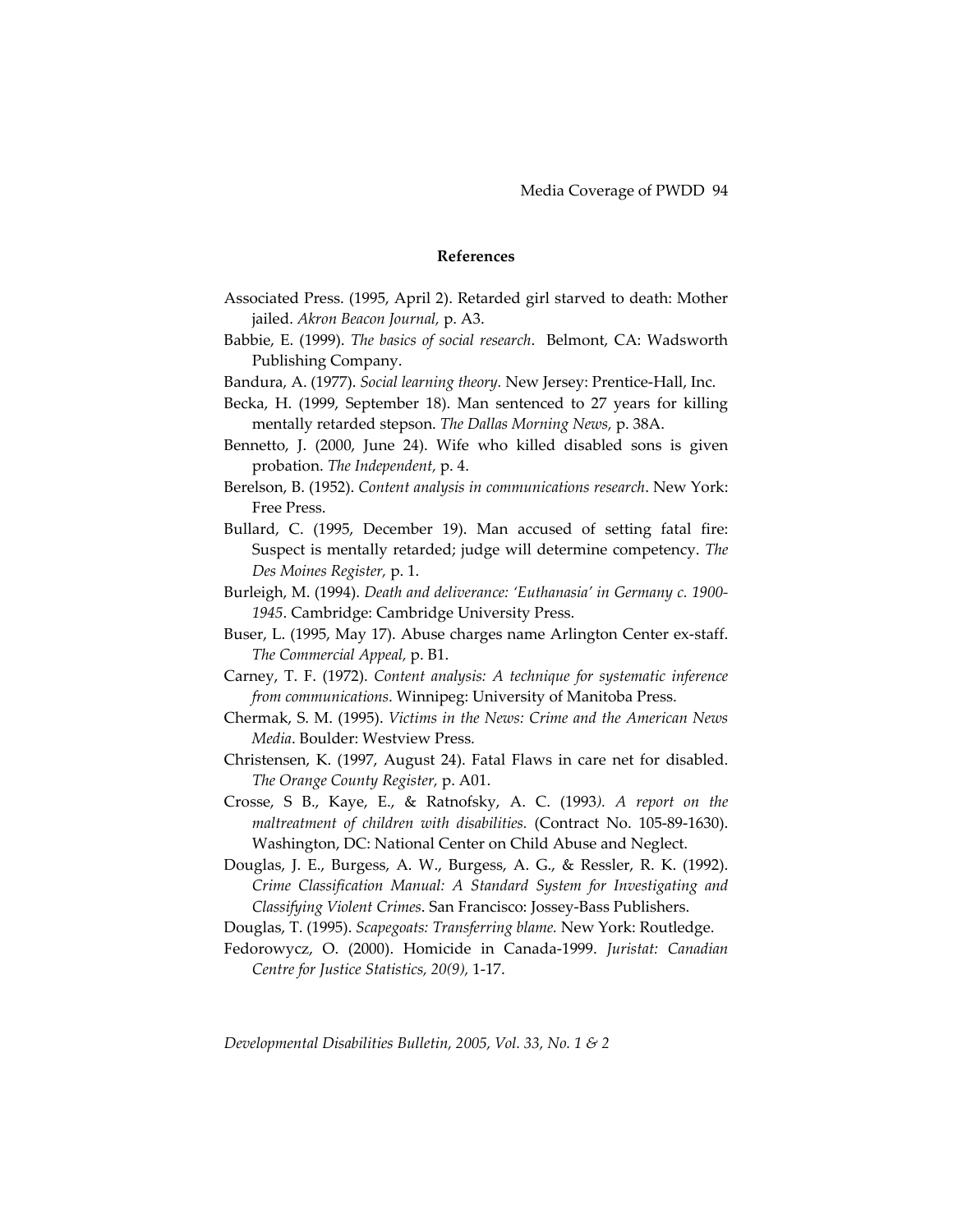## References

Associated Press. (1995, April 2). Retarded girl starved to death: Mother jailed. *Akron Beacon Journal,* p. A3.

Babbie, E. (1999). *The basics of social research*. Belmont, CA: Wadsworth Publishing Company.

Bandura, A. (1977). *Social learning theory.* New Jersey: Prentice-Hall, Inc.

Becka, H. (1999, September 18). Man sentenced to 27 years for killing mentally retarded stepson. *The Dallas Morning News,* p. 38A.

Bennetto, J. (2000, June 24). Wife who killed disabled sons is given probation. *The Independent,* p. 4.

Berelson, B. (1952). *Content analysis in communications research*. New York: Free Press.

Bullard, C. (1995, December 19). Man accused of setting fatal fire: Suspect is mentally retarded; judge will determine competency. *The Des Moines Register,* p. 1.

Burleigh, M. (1994). *Death and deliverance: 'Euthanasia' in Germany c. 1900-1945*. Cambridge: Cambridge University Press.

Buser, L. (1995, May 17). Abuse charges name Arlington Center ex-staff. *The Commercial Appeal,* p. B1.

Carney, T. F. (1972). *Content analysis: A technique for systematic inference from communications*. Winnipeg: University of Manitoba Press.

Chermak, S. M. (1995). *Victims in the News: Crime and the American News Media*. Boulder: Westview Press.

Christensen, K. (1997, August 24). Fatal Flaws in care net for disabled. *The Orange County Register,* p. A01.

Crosse, S B., Kaye, E., & Ratnofsky, A. C. (1993). *A report on the maltreatment of children with disabilities.* (Contract No. 105-89-1630). Washington, DC: National Center on Child Abuse and Neglect.

Douglas, J. E., Burgess, A. W., Burgess, A. G., & Ressler, R. K. (1992). *Crime Classification Manual: A Standard System for Investigating and Classifying Violent Crimes*. San Francisco: Jossey-Bass Publishers.

Douglas, T. (1995). *Scapegoats: Transferring blame.* New York: Routledge.

Fedorowycz, O. (2000). Homicide in Canada-1999. *Juristat: Canadian Centre for Justice Statistics, 20(9),* 1-17.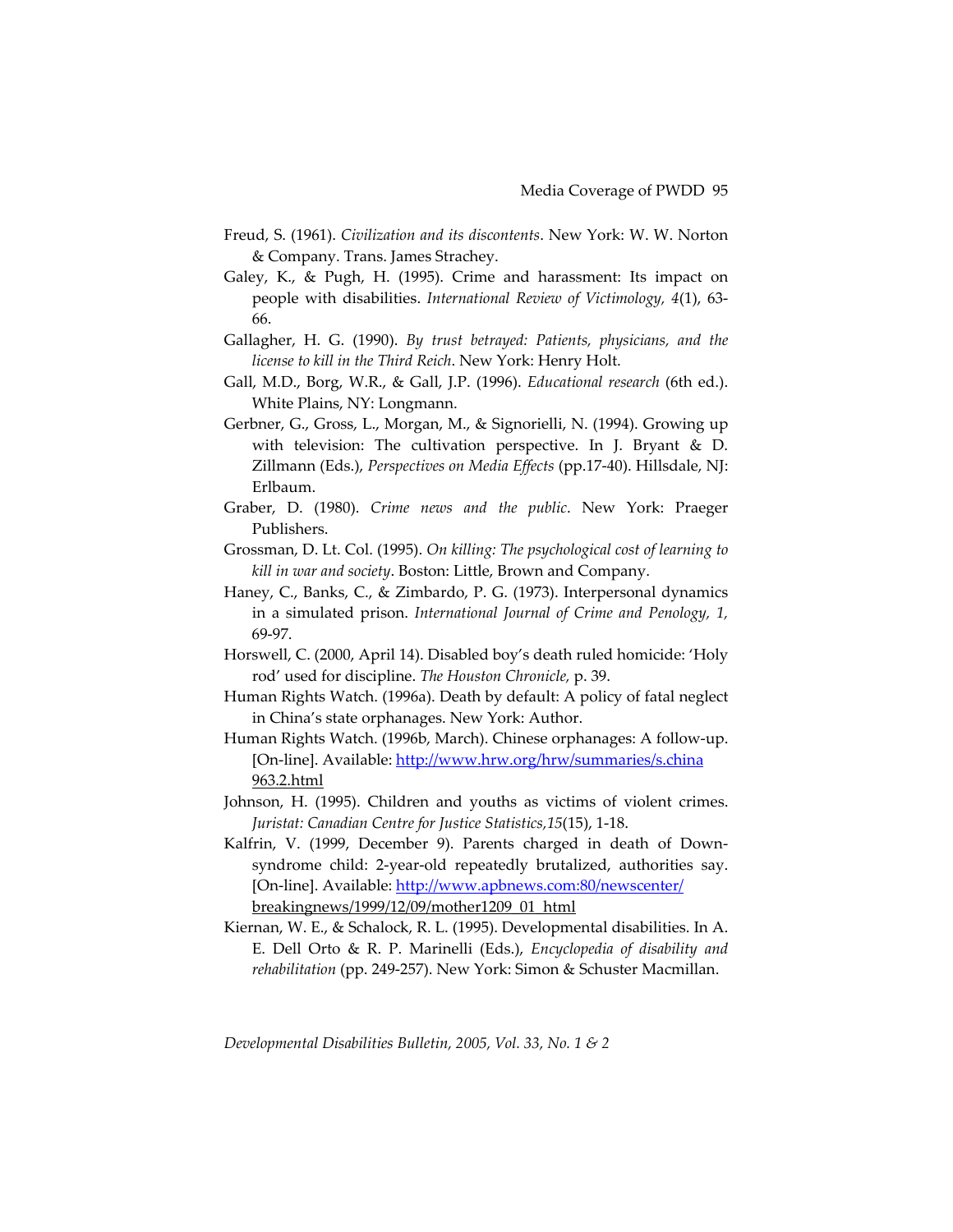Freud, S. (1961). *Civilization and its discontents*. New York: W. W. Norton & Company. Trans. James Strachey.

Galey, K., & Pugh, H. (1995). Crime and harassment: Its impact on people with disabilities. *International Review of Victimology, 4*(1), 63-66.

Gallagher, H. G. (1990). *By trust betrayed: Patients, physicians, and the license to kill in the Third Reich*. New York: Henry Holt.

Gall, M.D., Borg, W.R., & Gall, J.P. (1996). *Educational research* (6th ed.). White Plains, NY: Longmann.

Gerbner, G., Gross, L., Morgan, M., & Signorielli, N. (1994). Growing up with television: The cultivation perspective. In J. Bryant & D. Zillmann (Eds.), *Perspectives on Media Effects* (pp.17-40). Hillsdale, NJ: Erlbaum.

Graber, D. (1980). *Crime news and the public*. New York: Praeger Publishers.

Grossman, D. Lt. Col. (1995). *On killing: The psychological cost of learning to kill in war and society*. Boston: Little, Brown and Company.

Haney, C., Banks, C., & Zimbardo, P. G. (1973). Interpersonal dynamics in a simulated prison. *International Journal of Crime and Penology, 1,* 69-97.

Horswell, C. (2000, April 14). Disabled boy's death ruled homicide: 'Holy rod' used for discipline. *The Houston Chronicle,* p. 39.

Human Rights Watch. (1996a). Death by default: A policy of fatal neglect in China's state orphanages. New York: Author.

Human Rights Watch. (1996b, March). Chinese orphanages: A follow-up. [On-line]. Available: http://www.hrw.org/hrw/summaries/s.china963.2.html

Johnson, H. (1995). Children and youths as victims of violent crimes. *Juristat: Canadian Centre for Justice Statistics,15*(15), 1-18.

Kalfrin, V. (1999, December 9). Parents charged in death of Down-syndrome child: 2-year-old repeatedly brutalized, authorities say. [On-line]. Available: http://www.apbnews.com:80/newscenter/breakingnews/1999/12/09/mother1209_01_html

Kiernan, W. E., & Schalock, R. L. (1995). Developmental disabilities. In A. E. Dell Orto & R. P. Marinelli (Eds.), *Encyclopedia of disability and rehabilitation* (pp. 249-257). New York: Simon & Schuster Macmillan.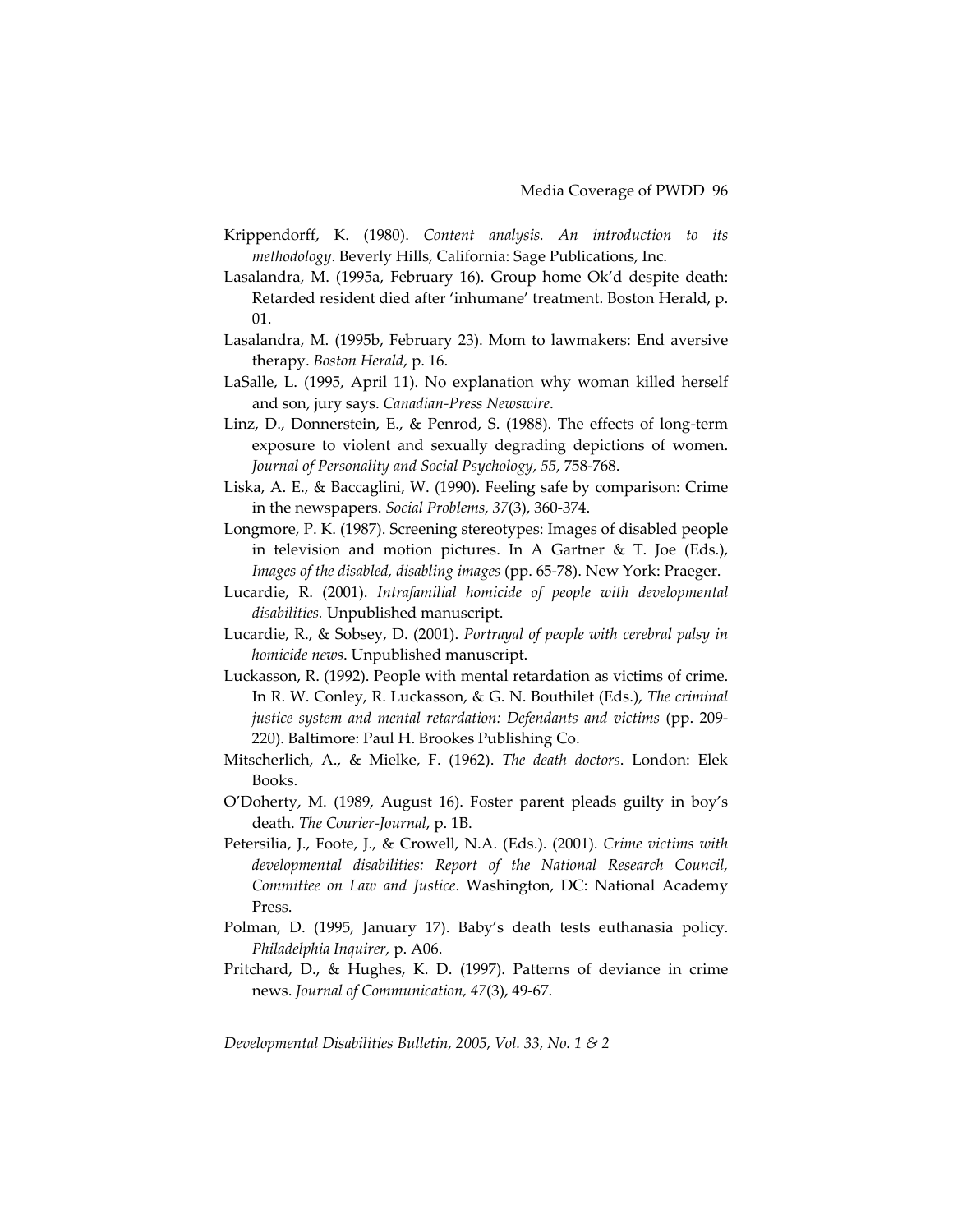Krippendorff, K. (1980). *Content analysis. An introduction to its methodology*. Beverly Hills, California: Sage Publications, Inc.

Lasalandra, M. (1995a, February 16). Group home Ok'd despite death: Retarded resident died after 'inhumane' treatment. Boston Herald, p. 01.

Lasalandra, M. (1995b, February 23). Mom to lawmakers: End aversive therapy. *Boston Herald*, p. 16.

LaSalle, L. (1995, April 11). No explanation why woman killed herself and son, jury says. *Canadian-Press Newswire*.

Linz, D., Donnerstein, E., & Penrod, S. (1988). The effects of long-term exposure to violent and sexually degrading depictions of women. *Journal of Personality and Social Psychology, 55*, 758-768.

Liska, A. E., & Baccaglini, W. (1990). Feeling safe by comparison: Crime in the newspapers. *Social Problems, 37*(3), 360-374.

Longmore, P. K. (1987). Screening stereotypes: Images of disabled people in television and motion pictures. In A Gartner & T. Joe (Eds.), *Images of the disabled, disabling images* (pp. 65-78). New York: Praeger.

Lucardie, R. (2001). *Intrafamilial homicide of people with developmental disabilities.* Unpublished manuscript.

Lucardie, R., & Sobsey, D. (2001). *Portrayal of people with cerebral palsy in homicide news*. Unpublished manuscript.

Luckasson, R. (1992). People with mental retardation as victims of crime. In R. W. Conley, R. Luckasson, & G. N. Bouthilet (Eds.), *The criminal justice system and mental retardation: Defendants and victims* (pp. 209-220). Baltimore: Paul H. Brookes Publishing Co.

Mitscherlich, A., & Mielke, F. (1962). *The death doctors*. London: Elek Books.

O'Doherty, M. (1989, August 16). Foster parent pleads guilty in boy's death. *The Courier-Journal*, p. 1B.

Petersilia, J., Foote, J., & Crowell, N.A. (Eds.). (2001). *Crime victims with developmental disabilities: Report of the National Research Council, Committee on Law and Justice*. Washington, DC: National Academy Press.

Polman, D. (1995, January 17). Baby's death tests euthanasia policy. *Philadelphia Inquirer,* p. A06.

Pritchard, D., & Hughes, K. D. (1997). Patterns of deviance in crime news. *Journal of Communication, 47*(3), 49-67.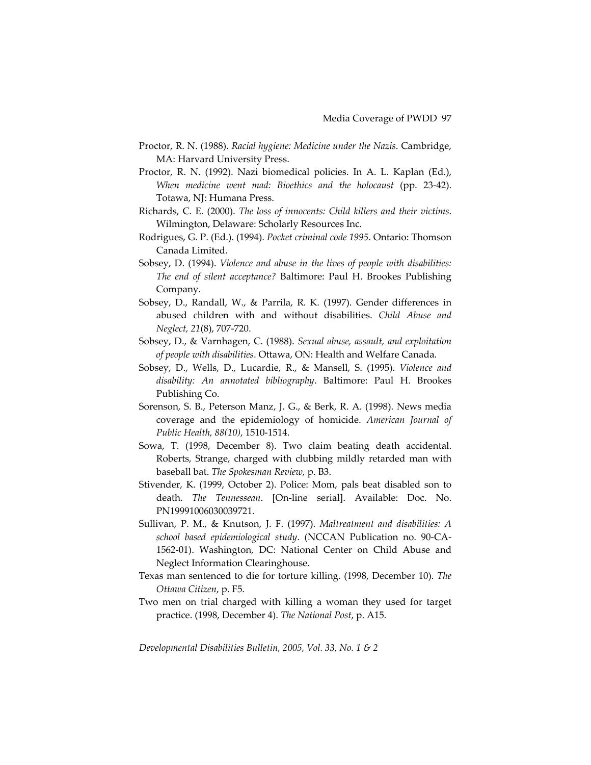Proctor, R. N. (1988). *Racial hygiene: Medicine under the Nazis*. Cambridge, MA: Harvard University Press.

Proctor, R. N. (1992). Nazi biomedical policies. In A. L. Kaplan (Ed.), *When medicine went mad: Bioethics and the holocaust* (pp. 23-42). Totawa, NJ: Humana Press.

Richards, C. E. (2000). *The loss of innocents: Child killers and their victims*. Wilmington, Delaware: Scholarly Resources Inc.

Rodrigues, G. P. (Ed.). (1994). *Pocket criminal code 1995*. Ontario: Thomson Canada Limited.

Sobsey, D. (1994). *Violence and abuse in the lives of people with disabilities: The end of silent acceptance?* Baltimore: Paul H. Brookes Publishing Company.

Sobsey, D., Randall, W., & Parrila, R. K. (1997). Gender differences in abused children with and without disabilities. *Child Abuse and Neglect, 21*(8), 707-720.

Sobsey, D., & Varnhagen, C. (1988). *Sexual abuse, assault, and exploitation of people with disabilities*. Ottawa, ON: Health and Welfare Canada.

Sobsey, D., Wells, D., Lucardie, R., & Mansell, S. (1995). *Violence and disability: An annotated bibliography*. Baltimore: Paul H. Brookes Publishing Co.

Sorenson, S. B., Peterson Manz, J. G., & Berk, R. A. (1998). News media coverage and the epidemiology of homicide. *American Journal of Public Health, 88(10)*, 1510-1514.

Sowa, T. (1998, December 8). Two claim beating death accidental. Roberts, Strange, charged with clubbing mildly retarded man with baseball bat. *The Spokesman Review,* p. B3.

Stivender, K. (1999, October 2). Police: Mom, pals beat disabled son to death. *The Tennessean*. [On-line serial]. Available: Doc. No. PN19991006030039721.

Sullivan, P. M., & Knutson, J. F. (1997). *Maltreatment and disabilities: A school based epidemiological study*. (NCCAN Publication no. 90-CA-1562-01). Washington, DC: National Center on Child Abuse and Neglect Information Clearinghouse.

Texas man sentenced to die for torture killing. (1998, December 10). *The Ottawa Citizen*, p. F5.

Two men on trial charged with killing a woman they used for target practice. (1998, December 4). *The National Post*, p. A15.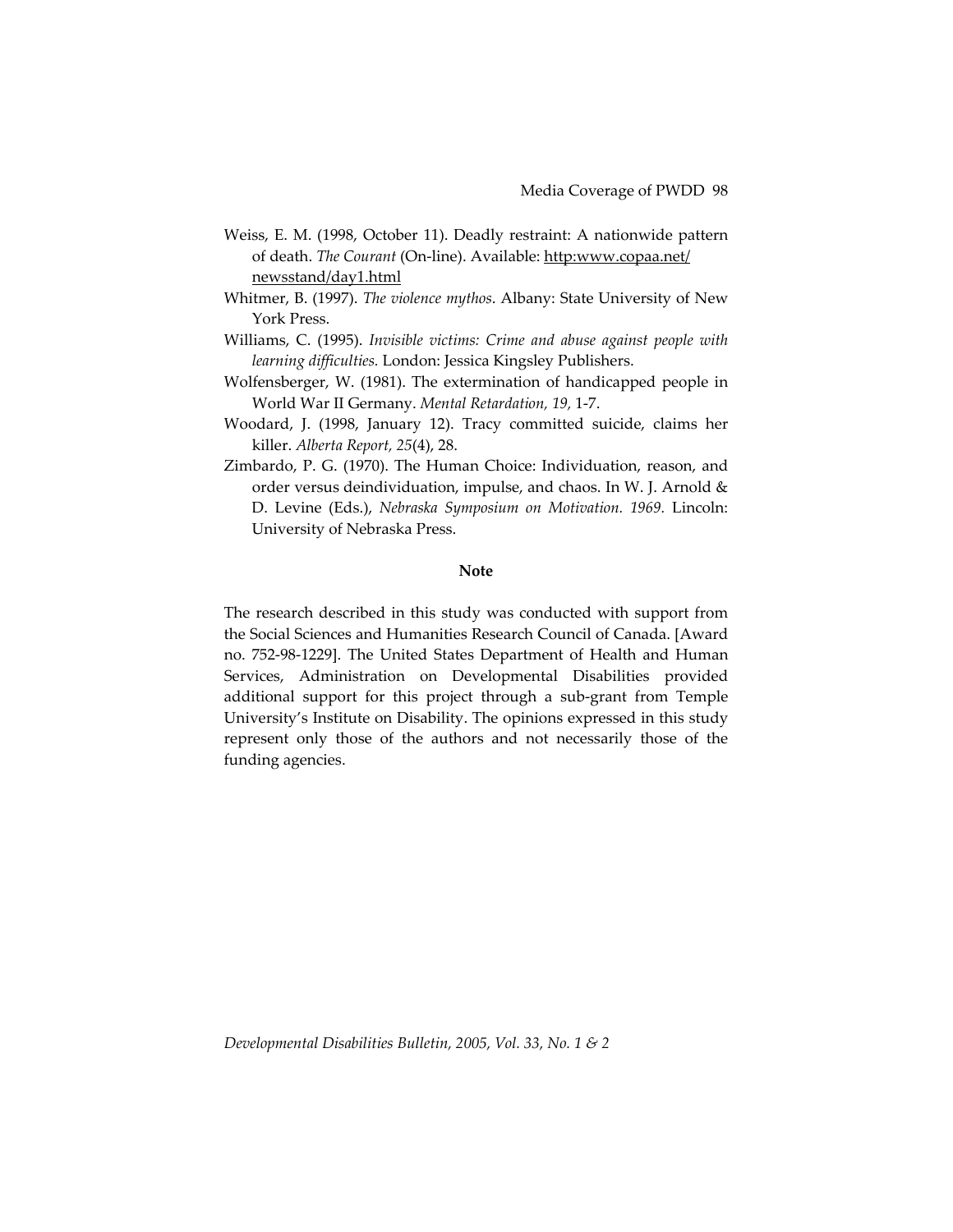Weiss, E. M. (1998, October 11). Deadly restraint: A nationwide pattern of death. *The Courant* (On-line). Available: http:www.copaa.net/newsstand/day1.html

Whitmer, B. (1997). *The violence mythos*. Albany: State University of New York Press.

Williams, C. (1995). *Invisible victims: Crime and abuse against people with learning difficulties.* London: Jessica Kingsley Publishers.

Wolfensberger, W. (1981). The extermination of handicapped people in World War II Germany. *Mental Retardation, 19,* 1-7.

Woodard, J. (1998, January 12). Tracy committed suicide, claims her killer. *Alberta Report, 25*(4), 28.

Zimbardo, P. G. (1970). The Human Choice: Individuation, reason, and order versus deindividuation, impulse, and chaos. In W. J. Arnold & D. Levine (Eds.), *Nebraska Symposium on Motivation. 1969.* Lincoln: University of Nebraska Press.

**Note**

The research described in this study was conducted with support from the Social Sciences and Humanities Research Council of Canada. [Award no. 752-98-1229]. The United States Department of Health and Human Services, Administration on Developmental Disabilities provided additional support for this project through a sub-grant from Temple University's Institute on Disability. The opinions expressed in this study represent only those of the authors and not necessarily those of the funding agencies.